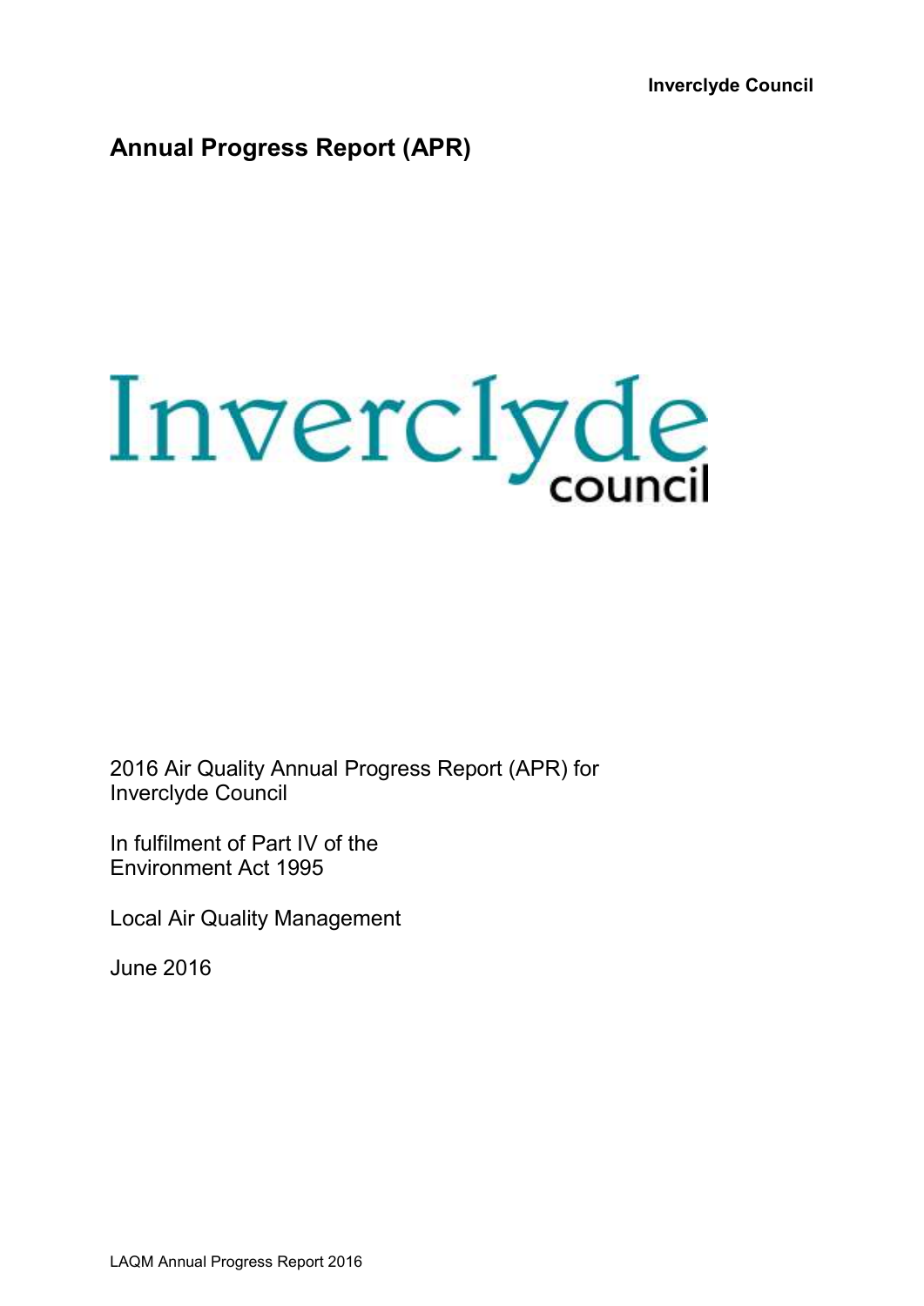# Annual Progress Report (APR)

Inverclyde council

2016 Air Quality Annual Progress Report (APR) for Inverclyde Council

In fulfilment of Part IV of the Environment Act 1995

Local Air Quality Management

June 2016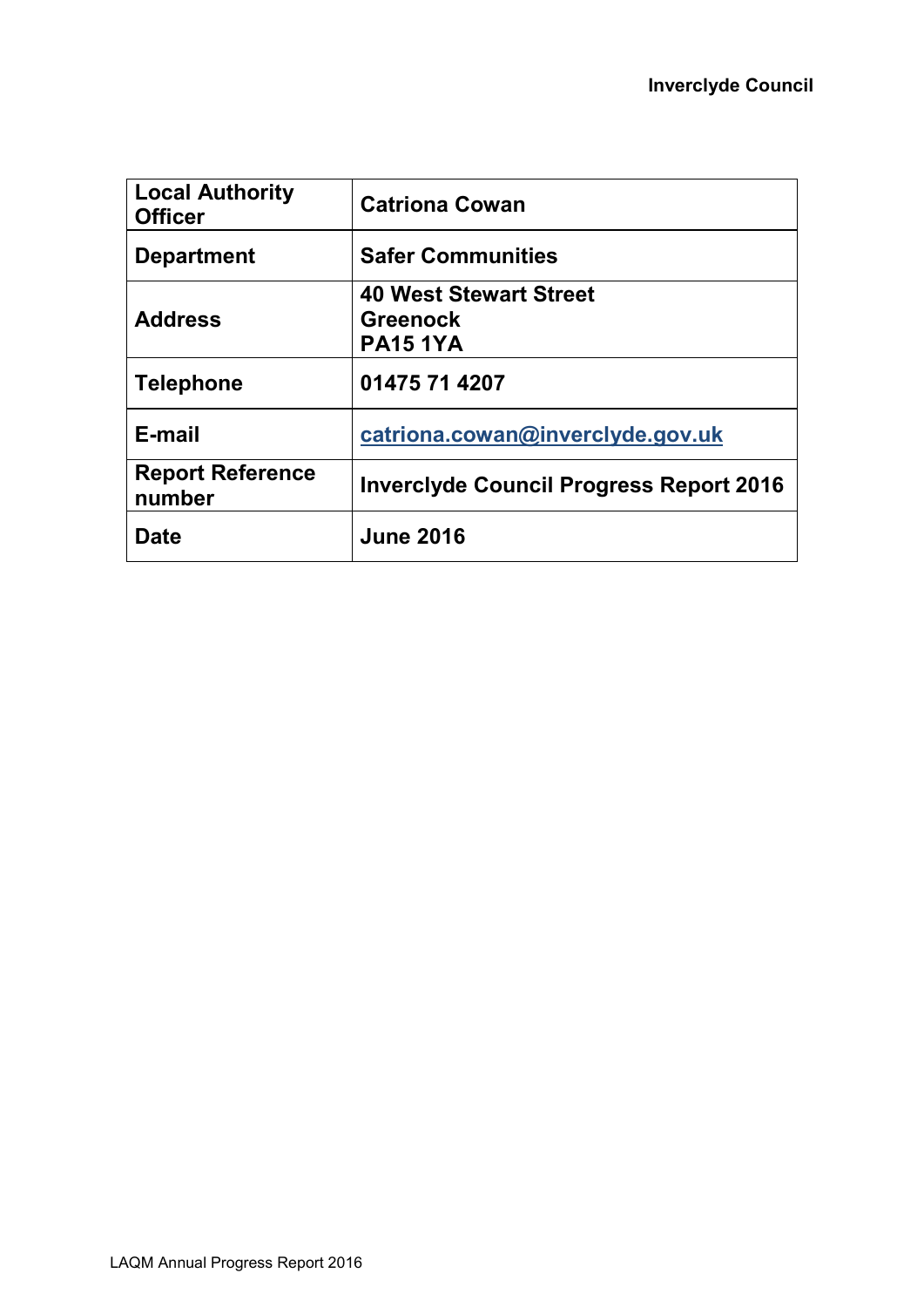| Local Authority Officer | Catriona Cowan |
|---|---|
| Department | Safer Communities |
| Address | 40 West Stewart Street<br>Greenock<br>PA15 1YA |
| Telephone | 01475 71 4207 |
| E-mail | catriona.cowan@inverclyde.gov.uk |
| Report Reference number | Inverclyde Council Progress Report 2016 |
| Date | June 2016 |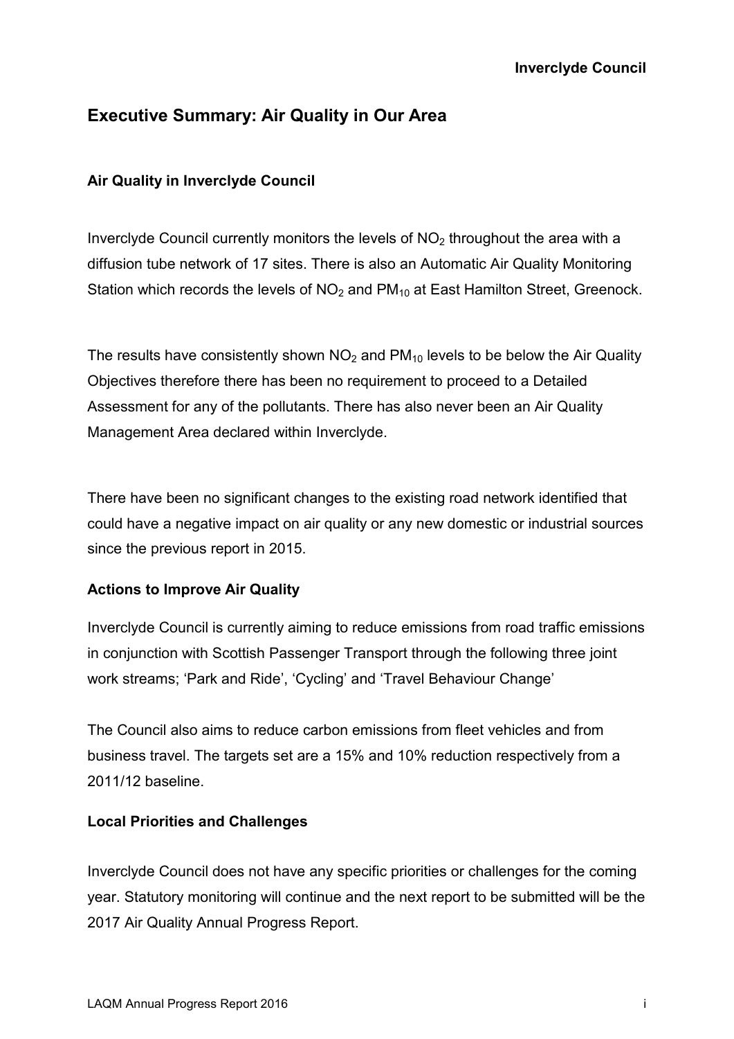## Executive Summary: Air Quality in Our Area

### Air Quality in Inverclyde Council

Inverclyde Council currently monitors the levels of $NO_2$ throughout the area with a diffusion tube network of 17 sites. There is also an Automatic Air Quality Monitoring Station which records the levels of $NO_2$ and $PM_{10}$ at East Hamilton Street, Greenock.

The results have consistently shown $NO_2$ and $PM_{10}$ levels to be below the Air Quality Objectives therefore there has been no requirement to proceed to a Detailed Assessment for any of the pollutants. There has also never been an Air Quality Management Area declared within Inverclyde.

There have been no significant changes to the existing road network identified that could have a negative impact on air quality or any new domestic or industrial sources since the previous report in 2015.

### Actions to Improve Air Quality

Inverclyde Council is currently aiming to reduce emissions from road traffic emissions in conjunction with Scottish Passenger Transport through the following three joint work streams; 'Park and Ride', 'Cycling' and 'Travel Behaviour Change'

The Council also aims to reduce carbon emissions from fleet vehicles and from business travel. The targets set are a 15% and 10% reduction respectively from a 2011/12 baseline.

### Local Priorities and Challenges

Inverclyde Council does not have any specific priorities or challenges for the coming year. Statutory monitoring will continue and the next report to be submitted will be the 2017 Air Quality Annual Progress Report.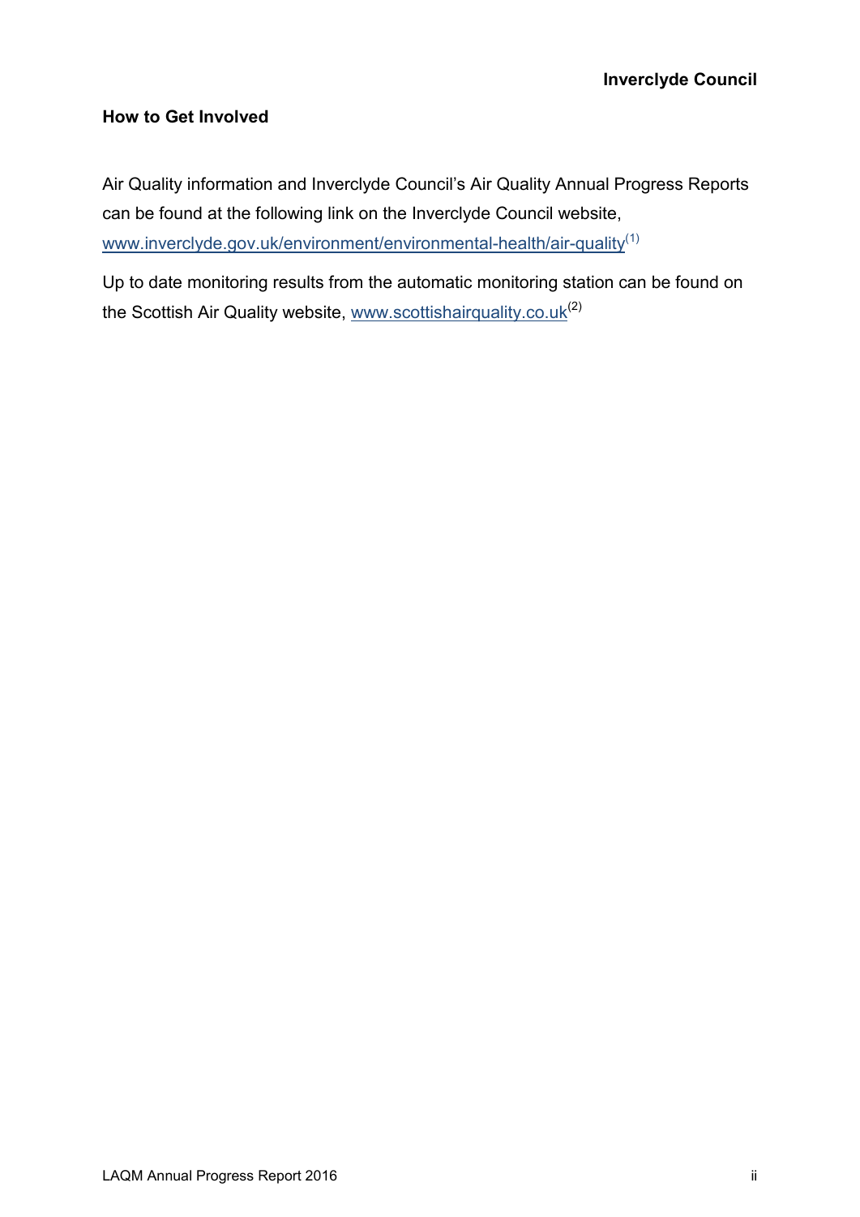## How to Get Involved

Air Quality information and Inverclyde Council's Air Quality Annual Progress Reports can be found at the following link on the Inverclyde Council website, www.inverclyde.gov.uk/environment/environmental-health/air-quality[1]

Up to date monitoring results from the automatic monitoring station can be found on the Scottish Air Quality website, www.scottishairquality.co.uk[2]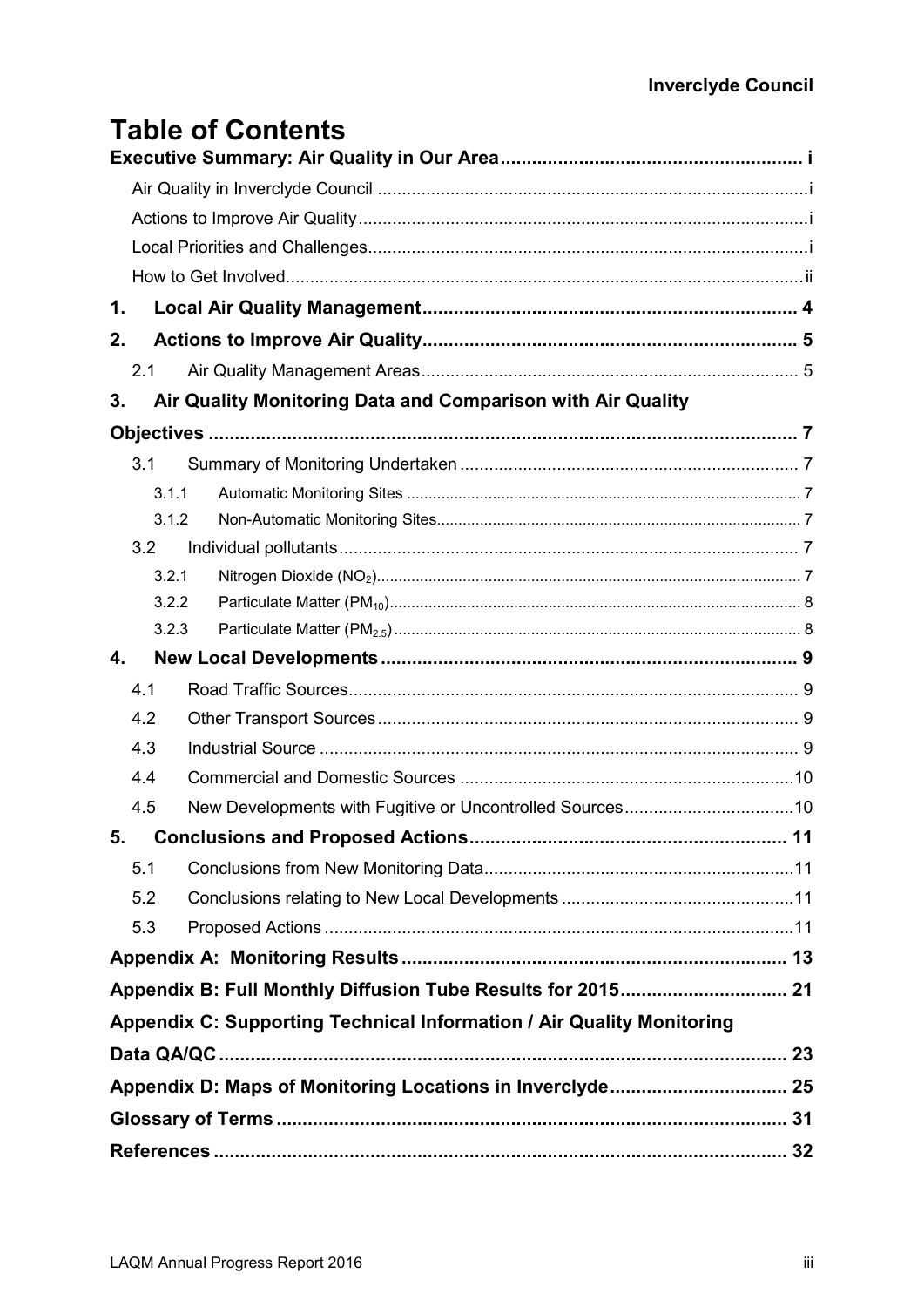# Table of Contents

**Executive Summary: Air Quality in Our Area ..... i**

- Air Quality in Inverclyde Council ..... i
- Actions to Improve Air Quality ..... i
- Local Priorities and Challenges ..... i
- How to Get Involved ..... ii

**1. Local Air Quality Management ..... 4**

**2. Actions to Improve Air Quality ..... 5**

- 2.1 Air Quality Management Areas ..... 5

**3. Air Quality Monitoring Data and Comparison with Air Quality Objectives ..... 7**

- 3.1 Summary of Monitoring Undertaken ..... 7
  - 3.1.1 Automatic Monitoring Sites ..... 7
  - 3.1.2 Non-Automatic Monitoring Sites ..... 7
- 3.2 Individual pollutants ..... 7
  - 3.2.1 Nitrogen Dioxide ($NO_2$) ..... 7
  - 3.2.2 Particulate Matter ($PM_{10}$) ..... 8
  - 3.2.3 Particulate Matter ($PM_{2.5}$) ..... 8

**4. New Local Developments ..... 9**

- 4.1 Road Traffic Sources ..... 9
- 4.2 Other Transport Sources ..... 9
- 4.3 Industrial Source ..... 9
- 4.4 Commercial and Domestic Sources ..... 10
- 4.5 New Developments with Fugitive or Uncontrolled Sources ..... 10

**5. Conclusions and Proposed Actions ..... 11**

- 5.1 Conclusions from New Monitoring Data ..... 11
- 5.2 Conclusions relating to New Local Developments ..... 11
- 5.3 Proposed Actions ..... 11

**Appendix A: Monitoring Results ..... 13**

**Appendix B: Full Monthly Diffusion Tube Results for 2015 ..... 21**

**Appendix C: Supporting Technical Information / Air Quality Monitoring Data QA/QC ..... 23**

**Appendix D: Maps of Monitoring Locations in Inverclyde ..... 25**

**Glossary of Terms ..... 31**

**References ..... 32**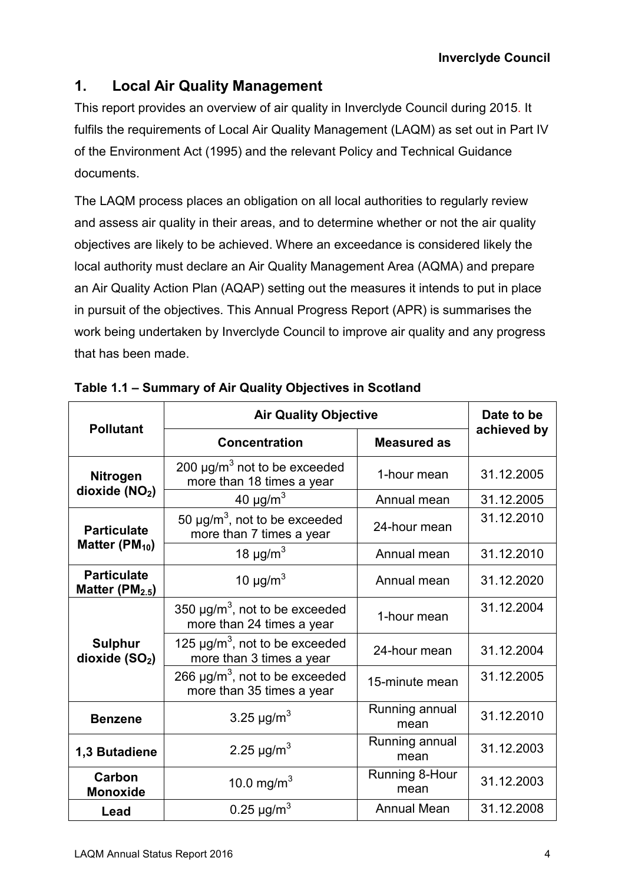## 1. Local Air Quality Management

This report provides an overview of air quality in Inverclyde Council during 2015. It fulfils the requirements of Local Air Quality Management (LAQM) as set out in Part IV of the Environment Act (1995) and the relevant Policy and Technical Guidance documents.

The LAQM process places an obligation on all local authorities to regularly review and assess air quality in their areas, and to determine whether or not the air quality objectives are likely to be achieved. Where an exceedance is considered likely the local authority must declare an Air Quality Management Area (AQMA) and prepare an Air Quality Action Plan (AQAP) setting out the measures it intends to put in place in pursuit of the objectives. This Annual Progress Report (APR) is summarises the work being undertaken by Inverclyde Council to improve air quality and any progress that has been made.

**Table 1.1 – Summary of Air Quality Objectives in Scotland**

| Pollutant | Air Quality Objective | | Date to be achieved by |
|---|---|---|---|
| | Concentration | Measured as | |
| **Nitrogen dioxide ($NO_2$)** | 200 µg/m$^3$ not to be exceeded more than 18 times a year | 1-hour mean | 31.12.2005 |
| | 40 µg/m$^3$ | Annual mean | 31.12.2005 |
| **Particulate Matter ($PM_{10}$)** | 50 µg/m$^3$, not to be exceeded more than 7 times a year | 24-hour mean | 31.12.2010 |
| | 18 µg/m$^3$ | Annual mean | 31.12.2010 |
| **Particulate Matter ($PM_{2.5}$)** | 10 µg/m$^3$ | Annual mean | 31.12.2020 |
| **Sulphur dioxide ($SO_2$)** | 350 µg/m$^3$, not to be exceeded more than 24 times a year | 1-hour mean | 31.12.2004 |
| | 125 µg/m$^3$, not to be exceeded more than 3 times a year | 24-hour mean | 31.12.2004 |
| | 266 µg/m$^3$, not to be exceeded more than 35 times a year | 15-minute mean | 31.12.2005 |
| **Benzene** | 3.25 µg/m$^3$ | Running annual mean | 31.12.2010 |
| **1,3 Butadiene** | 2.25 µg/m$^3$ | Running annual mean | 31.12.2003 |
| **Carbon Monoxide** | 10.0 mg/m$^3$ | Running 8-Hour mean | 31.12.2003 |
| **Lead** | 0.25 µg/m$^3$ | Annual Mean | 31.12.2008 |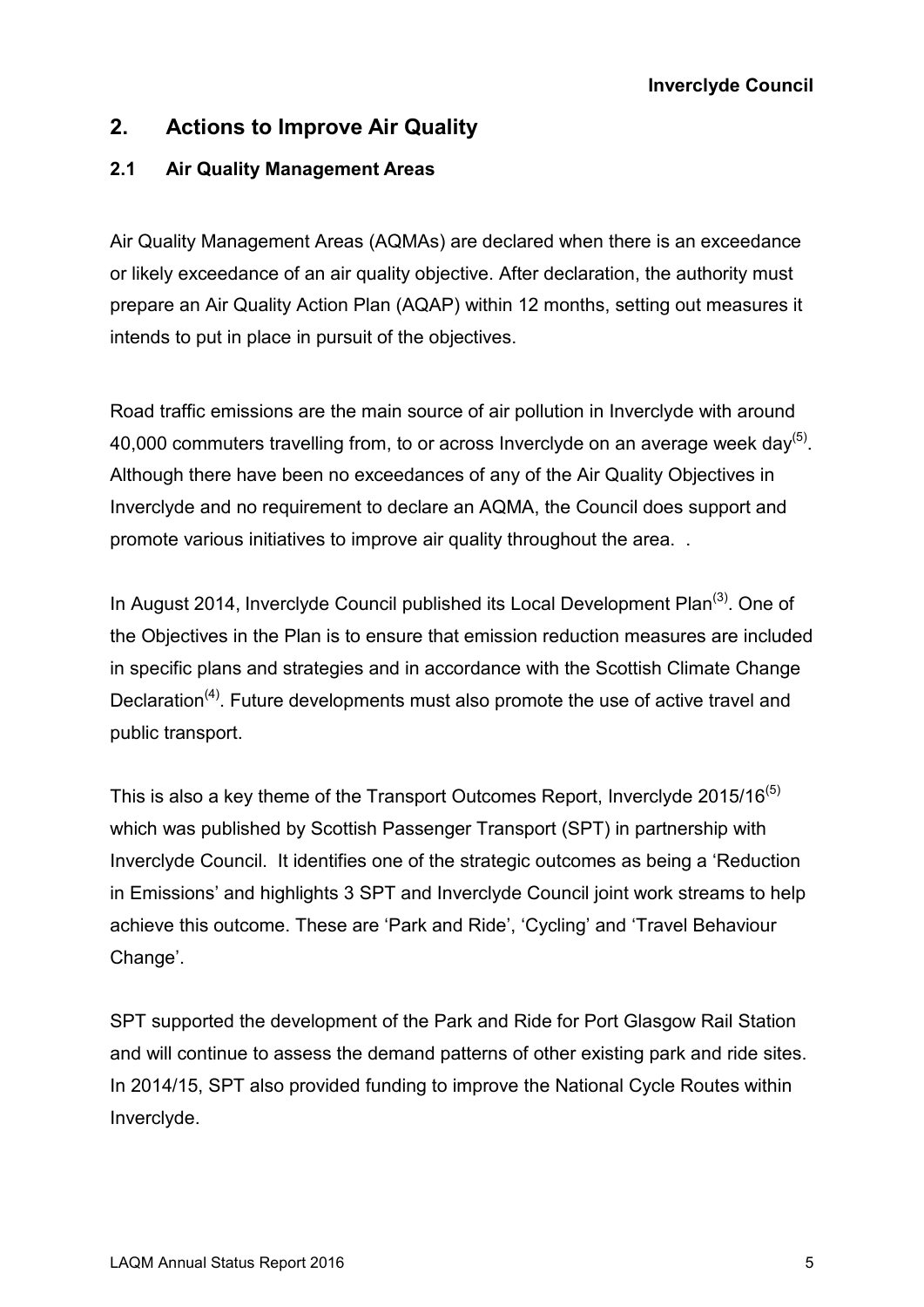## 2. Actions to Improve Air Quality

### 2.1 Air Quality Management Areas

Air Quality Management Areas (AQMAs) are declared when there is an exceedance or likely exceedance of an air quality objective. After declaration, the authority must prepare an Air Quality Action Plan (AQAP) within 12 months, setting out measures it intends to put in place in pursuit of the objectives.

Road traffic emissions are the main source of air pollution in Inverclyde with around 40,000 commuters travelling from, to or across Inverclyde on an average week day[(5)]. Although there have been no exceedances of any of the Air Quality Objectives in Inverclyde and no requirement to declare an AQMA, the Council does support and promote various initiatives to improve air quality throughout the area. .

In August 2014, Inverclyde Council published its Local Development Plan[(3)]. One of the Objectives in the Plan is to ensure that emission reduction measures are included in specific plans and strategies and in accordance with the Scottish Climate Change Declaration[(4)]. Future developments must also promote the use of active travel and public transport.

This is also a key theme of the Transport Outcomes Report, Inverclyde 2015/16[(5)] which was published by Scottish Passenger Transport (SPT) in partnership with Inverclyde Council. It identifies one of the strategic outcomes as being a 'Reduction in Emissions' and highlights 3 SPT and Inverclyde Council joint work streams to help achieve this outcome. These are 'Park and Ride', 'Cycling' and 'Travel Behaviour Change'.

SPT supported the development of the Park and Ride for Port Glasgow Rail Station and will continue to assess the demand patterns of other existing park and ride sites. In 2014/15, SPT also provided funding to improve the National Cycle Routes within Inverclyde.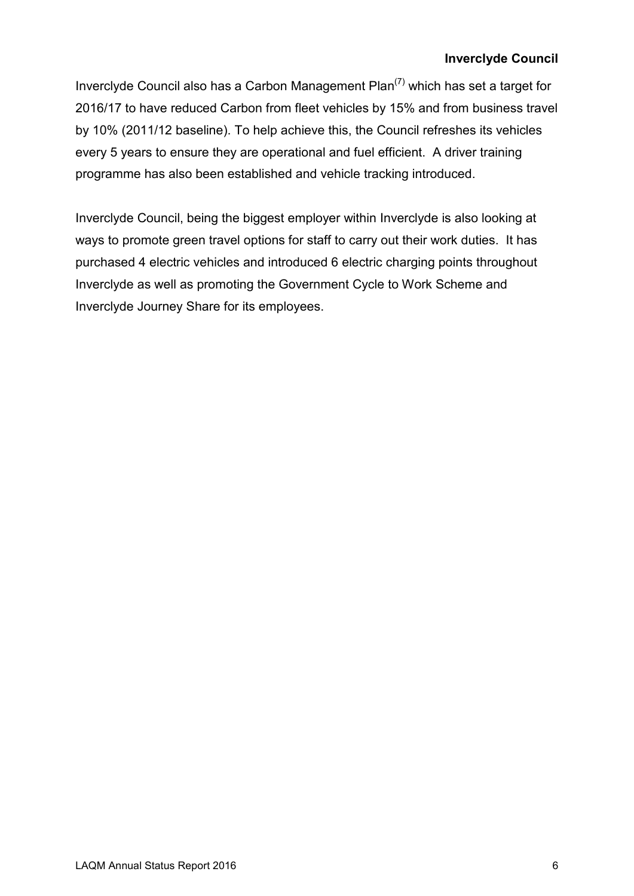Inverclyde Council also has a Carbon Management Plan[7] which has set a target for 2016/17 to have reduced Carbon from fleet vehicles by 15% and from business travel by 10% (2011/12 baseline). To help achieve this, the Council refreshes its vehicles every 5 years to ensure they are operational and fuel efficient. A driver training programme has also been established and vehicle tracking introduced.

Inverclyde Council, being the biggest employer within Inverclyde is also looking at ways to promote green travel options for staff to carry out their work duties. It has purchased 4 electric vehicles and introduced 6 electric charging points throughout Inverclyde as well as promoting the Government Cycle to Work Scheme and Inverclyde Journey Share for its employees.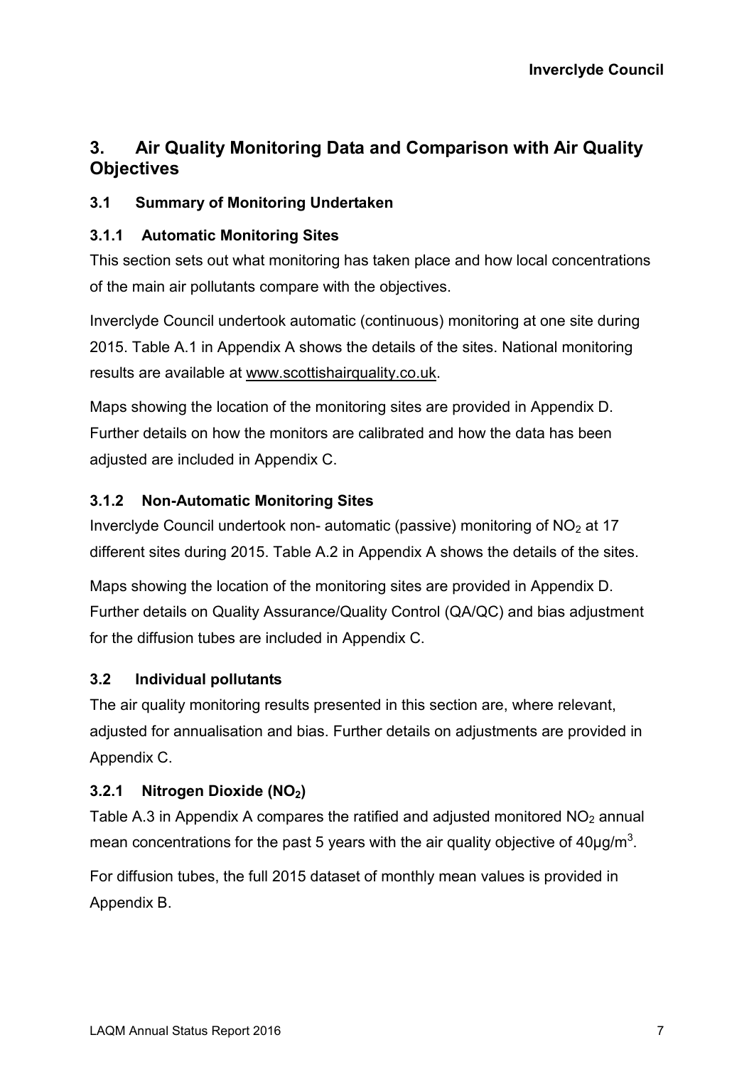# 3. Air Quality Monitoring Data and Comparison with Air Quality Objectives

## 3.1 Summary of Monitoring Undertaken

### 3.1.1 Automatic Monitoring Sites

This section sets out what monitoring has taken place and how local concentrations of the main air pollutants compare with the objectives.

Inverclyde Council undertook automatic (continuous) monitoring at one site during 2015. Table A.1 in Appendix A shows the details of the sites. National monitoring results are available at www.scottishairquality.co.uk.

Maps showing the location of the monitoring sites are provided in Appendix D. Further details on how the monitors are calibrated and how the data has been adjusted are included in Appendix C.

### 3.1.2 Non-Automatic Monitoring Sites

Inverclyde Council undertook non- automatic (passive) monitoring of $NO_2$ at 17 different sites during 2015. Table A.2 in Appendix A shows the details of the sites.

Maps showing the location of the monitoring sites are provided in Appendix D. Further details on Quality Assurance/Quality Control (QA/QC) and bias adjustment for the diffusion tubes are included in Appendix C.

## 3.2 Individual pollutants

The air quality monitoring results presented in this section are, where relevant, adjusted for annualisation and bias. Further details on adjustments are provided in Appendix C.

### 3.2.1 Nitrogen Dioxide ($NO_2$)

Table A.3 in Appendix A compares the ratified and adjusted monitored $NO_2$ annual mean concentrations for the past 5 years with the air quality objective of $40µg/m^3$.

For diffusion tubes, the full 2015 dataset of monthly mean values is provided in Appendix B.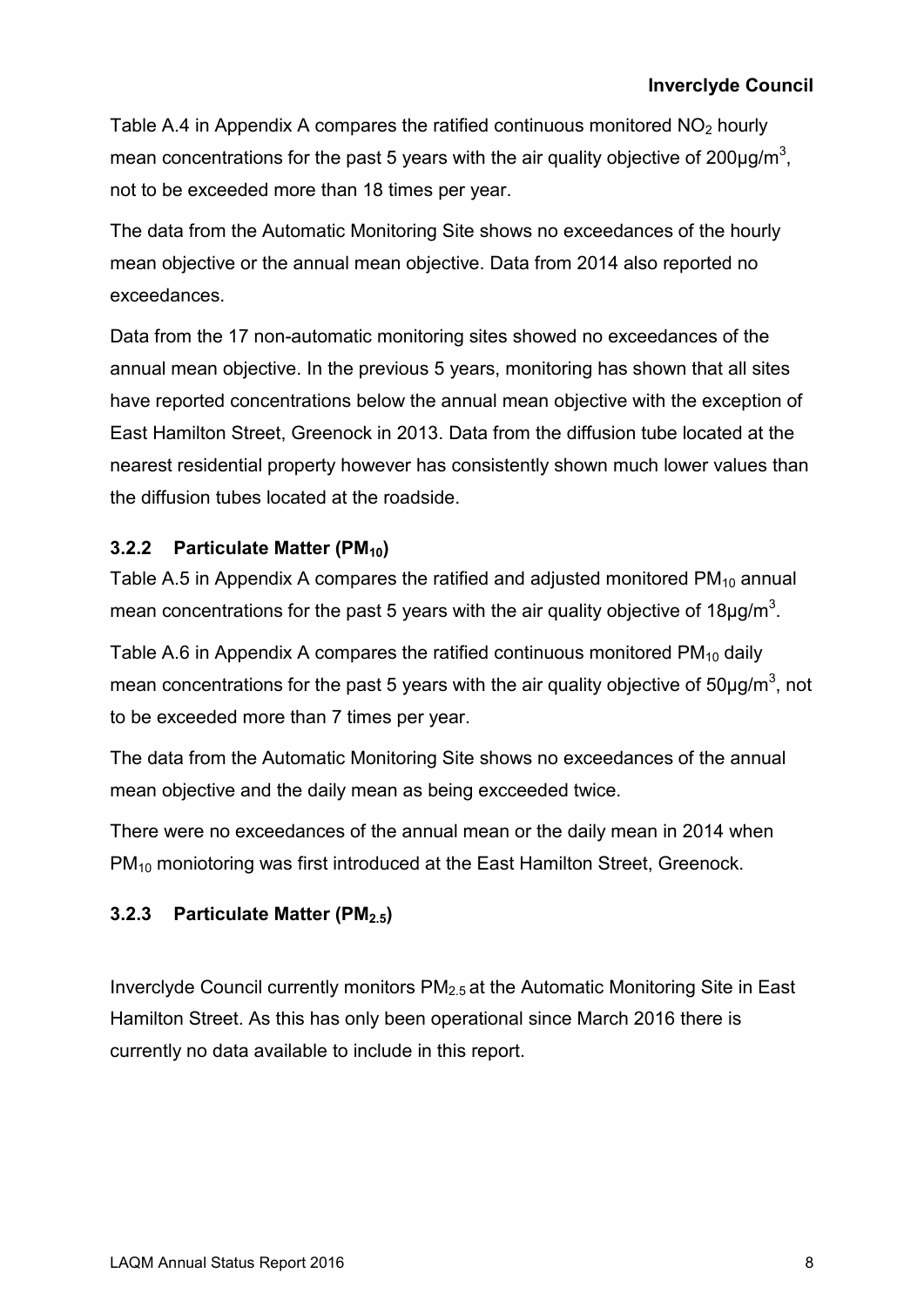Table A.4 in Appendix A compares the ratified continuous monitored $NO_2$ hourly mean concentrations for the past 5 years with the air quality objective of 200µg/m$^3$, not to be exceeded more than 18 times per year.

The data from the Automatic Monitoring Site shows no exceedances of the hourly mean objective or the annual mean objective. Data from 2014 also reported no exceedances.

Data from the 17 non-automatic monitoring sites showed no exceedances of the annual mean objective. In the previous 5 years, monitoring has shown that all sites have reported concentrations below the annual mean objective with the exception of East Hamilton Street, Greenock in 2013. Data from the diffusion tube located at the nearest residential property however has consistently shown much lower values than the diffusion tubes located at the roadside.

### 3.2.2 Particulate Matter ($PM_{10}$)

Table A.5 in Appendix A compares the ratified and adjusted monitored $PM_{10}$ annual mean concentrations for the past 5 years with the air quality objective of 18µg/m$^3$.

Table A.6 in Appendix A compares the ratified continuous monitored $PM_{10}$ daily mean concentrations for the past 5 years with the air quality objective of 50µg/m$^3$, not to be exceeded more than 7 times per year.

The data from the Automatic Monitoring Site shows no exceedances of the annual mean objective and the daily mean as being excceeded twice.

There were no exceedances of the annual mean or the daily mean in 2014 when $PM_{10}$ moniotoring was first introduced at the East Hamilton Street, Greenock.

### 3.2.3 Particulate Matter ($PM_{2.5}$)

Inverclyde Council currently monitors $PM_{2.5}$ at the Automatic Monitoring Site in East Hamilton Street. As this has only been operational since March 2016 there is currently no data available to include in this report.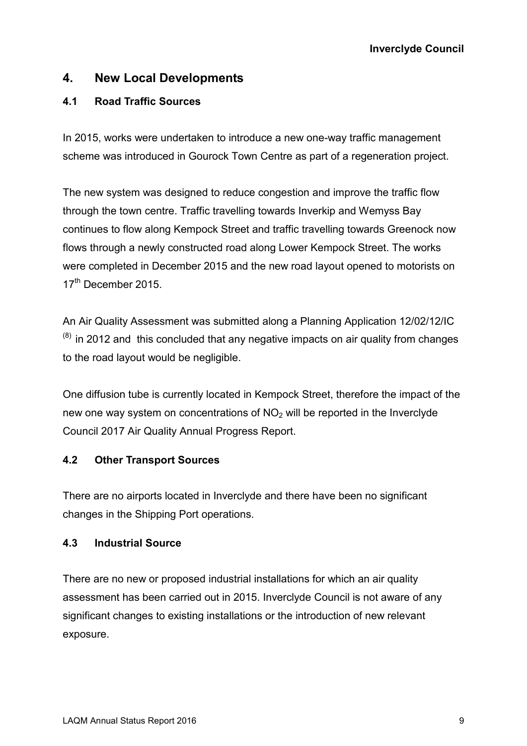# 4. New Local Developments

## 4.1 Road Traffic Sources

In 2015, works were undertaken to introduce a new one-way traffic management scheme was introduced in Gourock Town Centre as part of a regeneration project.

The new system was designed to reduce congestion and improve the traffic flow through the town centre. Traffic travelling towards Inverkip and Wemyss Bay continues to flow along Kempock Street and traffic travelling towards Greenock now flows through a newly constructed road along Lower Kempock Street. The works were completed in December 2015 and the new road layout opened to motorists on 17th December 2015.

An Air Quality Assessment was submitted along a Planning Application 12/02/12/IC [(8)] in 2012 and this concluded that any negative impacts on air quality from changes to the road layout would be negligible.

One diffusion tube is currently located in Kempock Street, therefore the impact of the new one way system on concentrations of $NO_2$ will be reported in the Inverclyde Council 2017 Air Quality Annual Progress Report.

## 4.2 Other Transport Sources

There are no airports located in Inverclyde and there have been no significant changes in the Shipping Port operations.

## 4.3 Industrial Source

There are no new or proposed industrial installations for which an air quality assessment has been carried out in 2015. Inverclyde Council is not aware of any significant changes to existing installations or the introduction of new relevant exposure.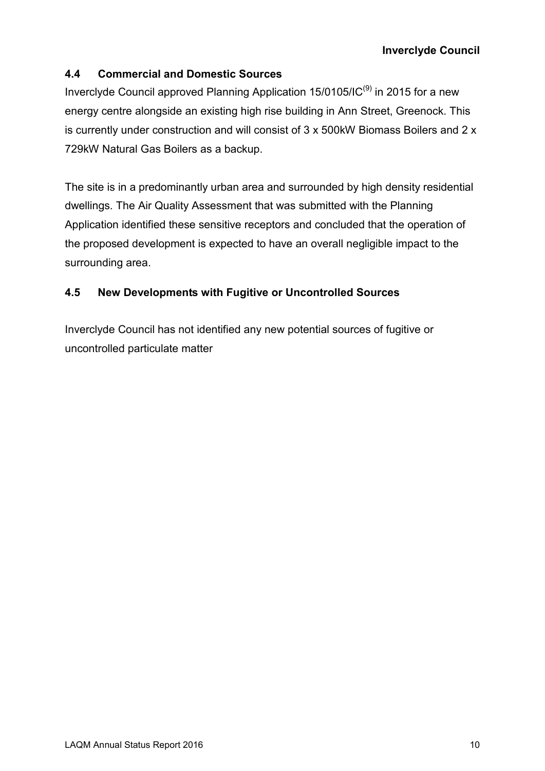## 4.4 Commercial and Domestic Sources

Inverclyde Council approved Planning Application 15/0105/IC[9] in 2015 for a new energy centre alongside an existing high rise building in Ann Street, Greenock. This is currently under construction and will consist of 3 x 500kW Biomass Boilers and 2 x 729kW Natural Gas Boilers as a backup.

The site is in a predominantly urban area and surrounded by high density residential dwellings. The Air Quality Assessment that was submitted with the Planning Application identified these sensitive receptors and concluded that the operation of the proposed development is expected to have an overall negligible impact to the surrounding area.

## 4.5 New Developments with Fugitive or Uncontrolled Sources

Inverclyde Council has not identified any new potential sources of fugitive or uncontrolled particulate matter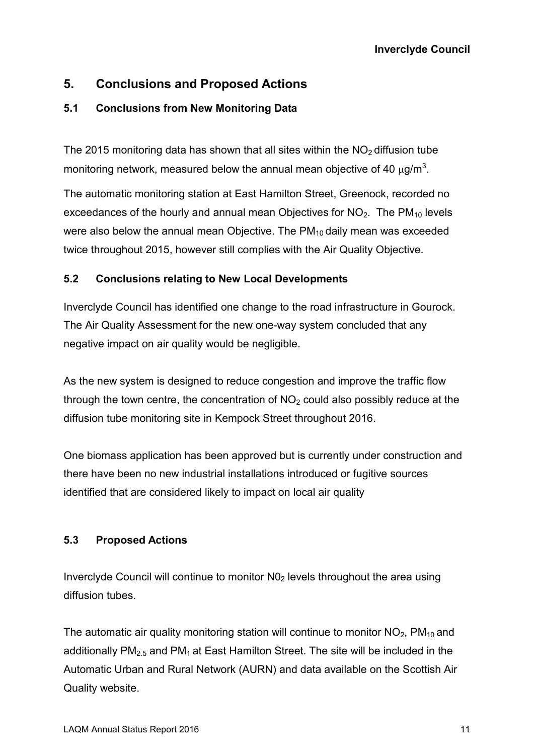## 5. Conclusions and Proposed Actions

### 5.1 Conclusions from New Monitoring Data

The 2015 monitoring data has shown that all sites within the $NO_2$ diffusion tube monitoring network, measured below the annual mean objective of 40 $\mu g/m^3$.

The automatic monitoring station at East Hamilton Street, Greenock, recorded no exceedances of the hourly and annual mean Objectives for $NO_2$. The $PM_{10}$ levels were also below the annual mean Objective. The $PM_{10}$ daily mean was exceeded twice throughout 2015, however still complies with the Air Quality Objective.

### 5.2 Conclusions relating to New Local Developments

Inverclyde Council has identified one change to the road infrastructure in Gourock. The Air Quality Assessment for the new one-way system concluded that any negative impact on air quality would be negligible.

As the new system is designed to reduce congestion and improve the traffic flow through the town centre, the concentration of $NO_2$ could also possibly reduce at the diffusion tube monitoring site in Kempock Street throughout 2016.

One biomass application has been approved but is currently under construction and there have been no new industrial installations introduced or fugitive sources identified that are considered likely to impact on local air quality

### 5.3 Proposed Actions

Inverclyde Council will continue to monitor $N0_2$ levels throughout the area using diffusion tubes.

The automatic air quality monitoring station will continue to monitor $NO_2$, $PM_{10}$ and additionally $PM_{2.5}$ and $PM_1$ at East Hamilton Street. The site will be included in the Automatic Urban and Rural Network (AURN) and data available on the Scottish Air Quality website.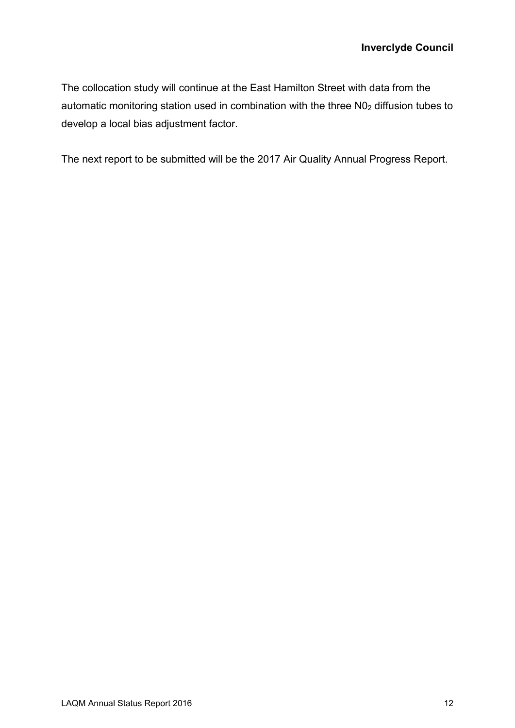The collocation study will continue at the East Hamilton Street with data from the automatic monitoring station used in combination with the three $N0_2$ diffusion tubes to develop a local bias adjustment factor.

The next report to be submitted will be the 2017 Air Quality Annual Progress Report.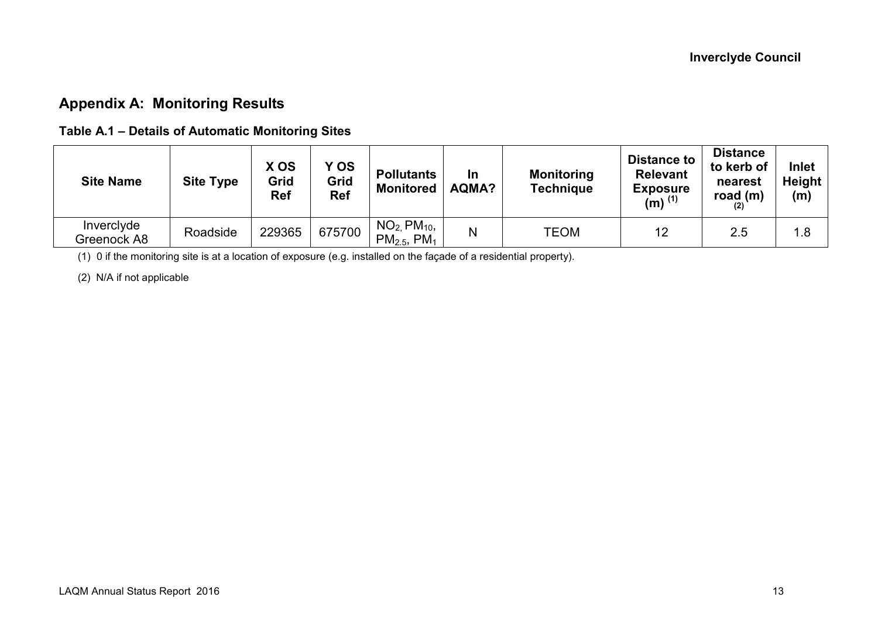## Appendix A: Monitoring Results

### Table A.1 – Details of Automatic Monitoring Sites

| Site Name | Site Type | X OS Grid Ref | Y OS Grid Ref | Pollutants Monitored | In AQMA? | Monitoring Technique | Distance to Relevant Exposure (m) (1) | Distance to kerb of nearest road (m) (2) | Inlet Height (m) |
|---|---|---|---|---|---|---|---|---|---|
| Inverclyde Greenock A8 | Roadside | 229365 | 675700 | $NO_2$, $PM_{10}$, $PM_{2.5}$, $PM_1$ | N | TEOM | 12 | 2.5 | 1.8 |

(1) 0 if the monitoring site is at a location of exposure (e.g. installed on the façade of a residential property).

(2) N/A if not applicable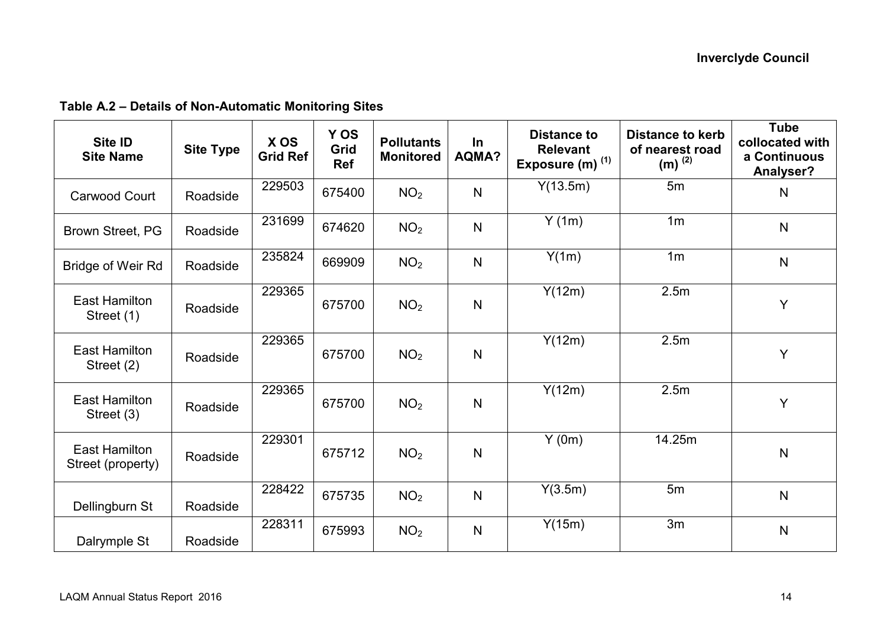**Table A.2 – Details of Non-Automatic Monitoring Sites**

| Site ID Site Name | Site Type | X OS Grid Ref | Y OS Grid Ref | Pollutants Monitored | In AQMA? | Distance to Relevant Exposure (m) (1) | Distance to kerb of nearest road (m) (2) | Tube collocated with a Continuous Analyser? |
|---|---|---|---|---|---|---|---|---|
| Carwood Court | Roadside | 229503 | 675400 | $NO_2$ | N | Y(13.5m) | 5m | N |
| Brown Street, PG | Roadside | 231699 | 674620 | $NO_2$ | N | Y (1m) | 1m | N |
| Bridge of Weir Rd | Roadside | 235824 | 669909 | $NO_2$ | N | Y(1m) | 1m | N |
| East Hamilton Street (1) | Roadside | 229365 | 675700 | $NO_2$ | N | Y(12m) | 2.5m | Y |
| East Hamilton Street (2) | Roadside | 229365 | 675700 | $NO_2$ | N | Y(12m) | 2.5m | Y |
| East Hamilton Street (3) | Roadside | 229365 | 675700 | $NO_2$ | N | Y(12m) | 2.5m | Y |
| East Hamilton Street (property) | Roadside | 229301 | 675712 | $NO_2$ | N | Y (0m) | 14.25m | N |
| Dellingburn St | Roadside | 228422 | 675735 | $NO_2$ | N | Y(3.5m) | 5m | N |
| Dalrymple St | Roadside | 228311 | 675993 | $NO_2$ | N | Y(15m) | 3m | N |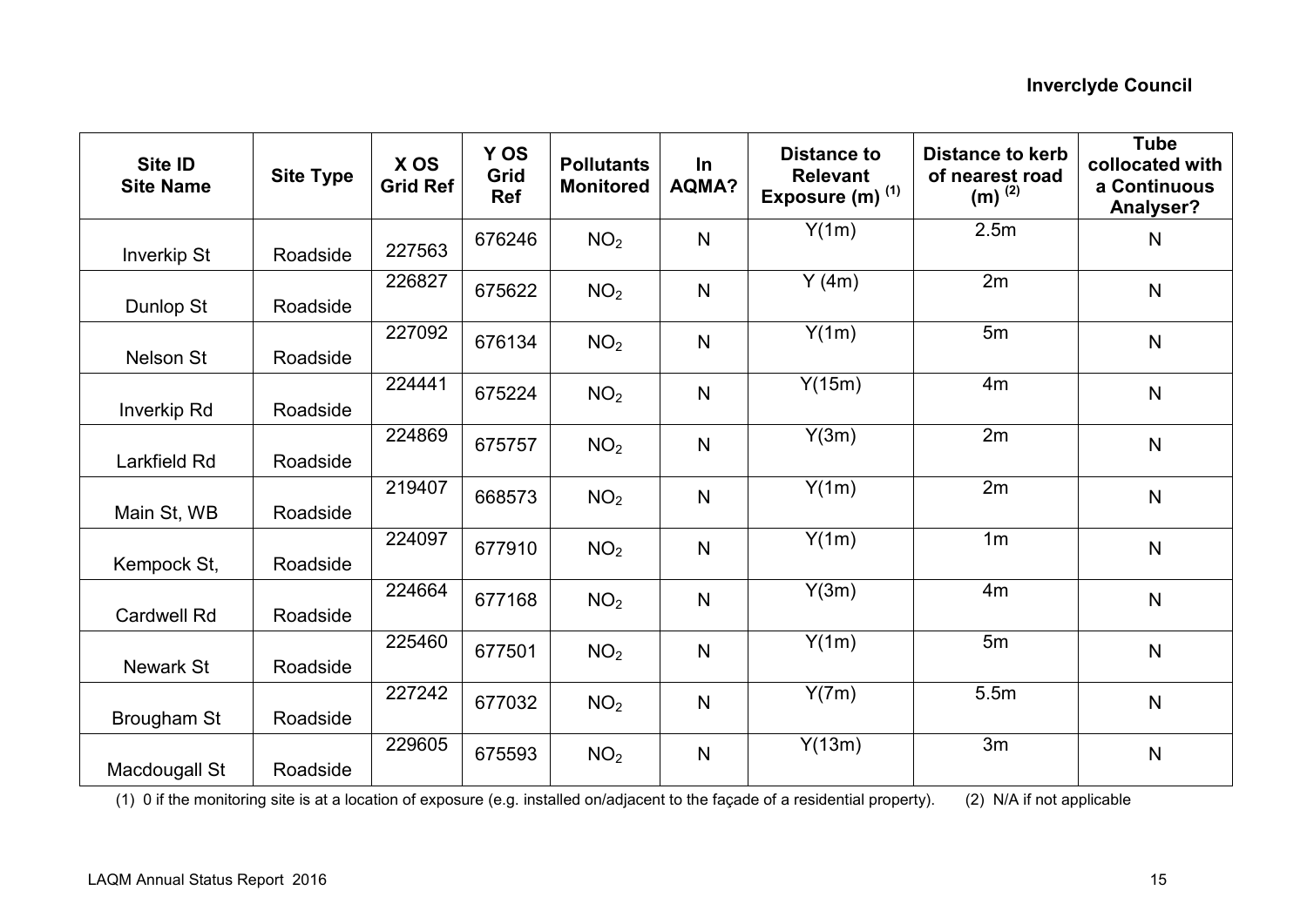| Site ID Site Name | Site Type | X OS Grid Ref | Y OS Grid Ref | Pollutants Monitored | In AQMA? | Distance to Relevant Exposure (m) (1) | Distance to kerb of nearest road (m) (2) | Tube collocated with a Continuous Analyser? |
|---|---|---|---|---|---|---|---|---|
| Inverkip St | Roadside | 227563 | 676246 | $NO_2$ | N | Y(1m) | 2.5m | N |
| Dunlop St | Roadside | 226827 | 675622 | $NO_2$ | N | Y (4m) | 2m | N |
| Nelson St | Roadside | 227092 | 676134 | $NO_2$ | N | Y(1m) | 5m | N |
| Inverkip Rd | Roadside | 224441 | 675224 | $NO_2$ | N | Y(15m) | 4m | N |
| Larkfield Rd | Roadside | 224869 | 675757 | $NO_2$ | N | Y(3m) | 2m | N |
| Main St, WB | Roadside | 219407 | 668573 | $NO_2$ | N | Y(1m) | 2m | N |
| Kempock St, | Roadside | 224097 | 677910 | $NO_2$ | N | Y(1m) | 1m | N |
| Cardwell Rd | Roadside | 224664 | 677168 | $NO_2$ | N | Y(3m) | 4m | N |
| Newark St | Roadside | 225460 | 677501 | $NO_2$ | N | Y(1m) | 5m | N |
| Brougham St | Roadside | 227242 | 677032 | $NO_2$ | N | Y(7m) | 5.5m | N |
| Macdougall St | Roadside | 229605 | 675593 | $NO_2$ | N | Y(13m) | 3m | N |

(1) 0 if the monitoring site is at a location of exposure (e.g. installed on/adjacent to the façade of a residential property). (2) N/A if not applicable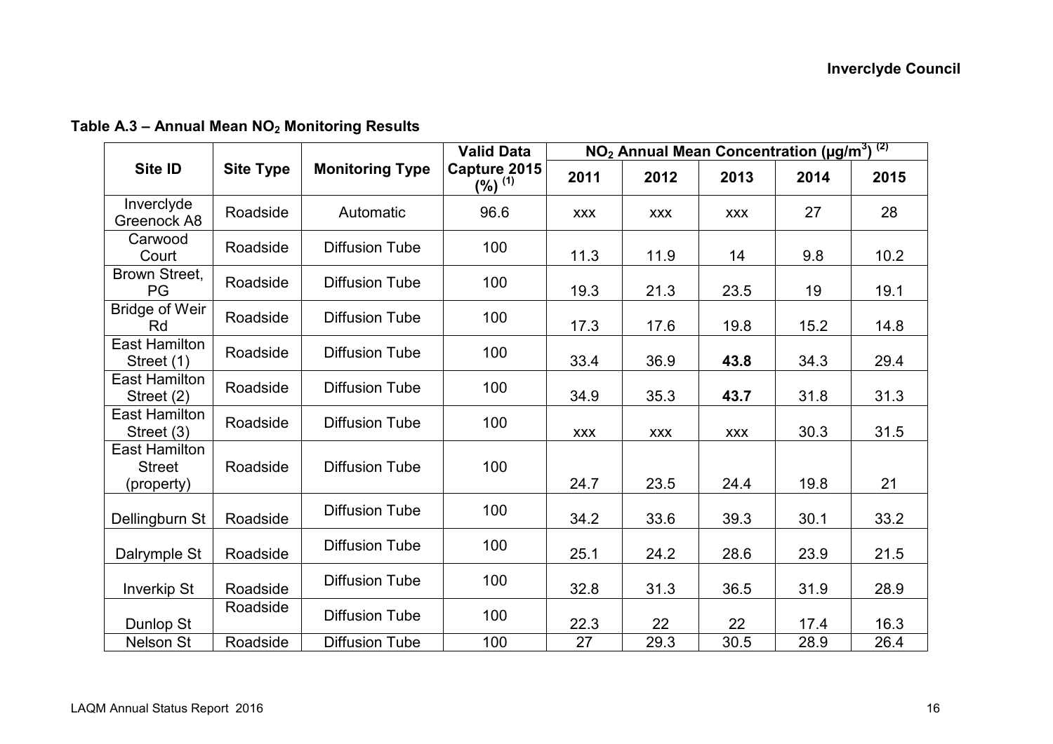**Table A.3 – Annual Mean $NO_2$ Monitoring Results**

| Site ID | Site Type | Monitoring Type | Valid Data Capture 2015 (%) [(1)] | $NO_2$ Annual Mean Concentration ($\mu g/m^3$) [(2)] | | | | |
|---|---|---|---|---|---|---|---|---|
| | | | | 2011 | 2012 | 2013 | 2014 | 2015 |
| Inverclyde Greenock A8 | Roadside | Automatic | 96.6 | xxx | xxx | xxx | 27 | 28 |
| Carwood Court | Roadside | Diffusion Tube | 100 | 11.3 | 11.9 | 14 | 9.8 | 10.2 |
| Brown Street, PG | Roadside | Diffusion Tube | 100 | 19.3 | 21.3 | 23.5 | 19 | 19.1 |
| Bridge of Weir Rd | Roadside | Diffusion Tube | 100 | 17.3 | 17.6 | 19.8 | 15.2 | 14.8 |
| East Hamilton Street (1) | Roadside | Diffusion Tube | 100 | 33.4 | 36.9 | **43.8** | 34.3 | 29.4 |
| East Hamilton Street (2) | Roadside | Diffusion Tube | 100 | 34.9 | 35.3 | **43.7** | 31.8 | 31.3 |
| East Hamilton Street (3) | Roadside | Diffusion Tube | 100 | xxx | xxx | xxx | 30.3 | 31.5 |
| East Hamilton Street (property) | Roadside | Diffusion Tube | 100 | 24.7 | 23.5 | 24.4 | 19.8 | 21 |
| Dellingburn St | Roadside | Diffusion Tube | 100 | 34.2 | 33.6 | 39.3 | 30.1 | 33.2 |
| Dalrymple St | Roadside | Diffusion Tube | 100 | 25.1 | 24.2 | 28.6 | 23.9 | 21.5 |
| Inverkip St | Roadside | Diffusion Tube | 100 | 32.8 | 31.3 | 36.5 | 31.9 | 28.9 |
| Dunlop St | Roadside | Diffusion Tube | 100 | 22.3 | 22 | 22 | 17.4 | 16.3 |
| Nelson St | Roadside | Diffusion Tube | 100 | 27 | 29.3 | 30.5 | 28.9 | 26.4 |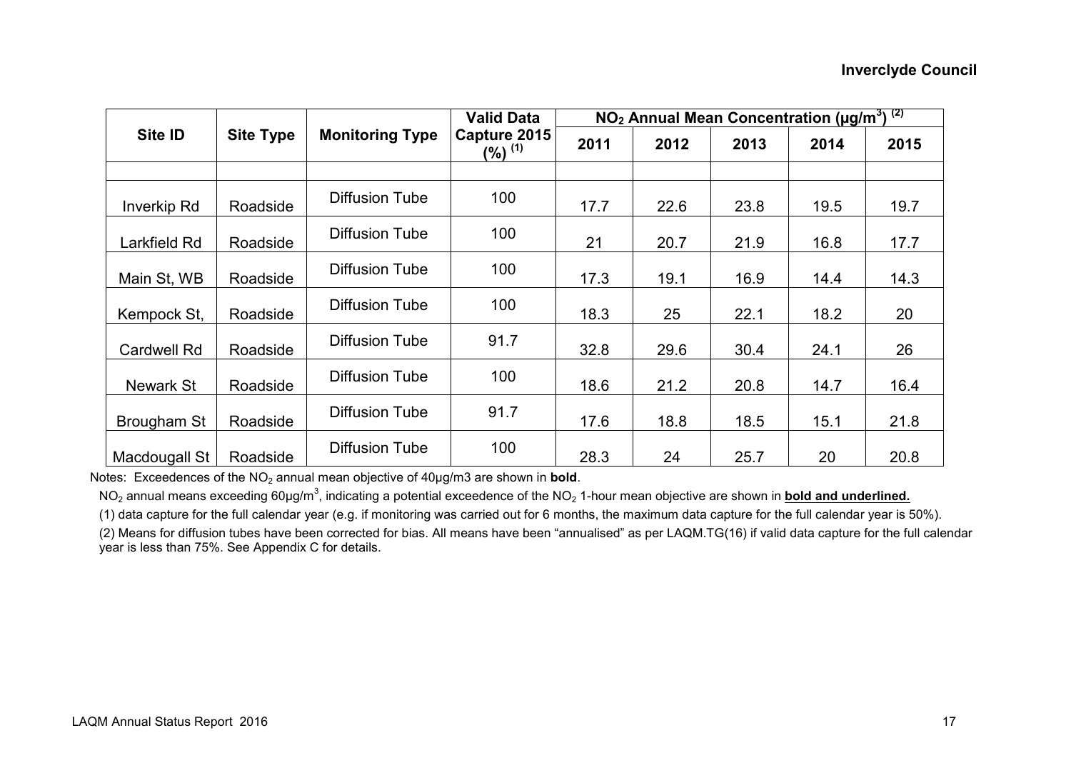| Site ID | Site Type | Monitoring Type | Valid Data Capture 2015 (%) (1) | $NO_2$ Annual Mean Concentration (µg/m$^3$) (2) | | | | |
|---|---|---|---|---|---|---|---|---|
| | | | | 2011 | 2012 | 2013 | 2014 | 2015 |
| | | | | | | | | |
| Inverkip Rd | Roadside | Diffusion Tube | 100 | 17.7 | 22.6 | 23.8 | 19.5 | 19.7 |
| Larkfield Rd | Roadside | Diffusion Tube | 100 | 21 | 20.7 | 21.9 | 16.8 | 17.7 |
| Main St, WB | Roadside | Diffusion Tube | 100 | 17.3 | 19.1 | 16.9 | 14.4 | 14.3 |
| Kempock St, | Roadside | Diffusion Tube | 100 | 18.3 | 25 | 22.1 | 18.2 | 20 |
| Cardwell Rd | Roadside | Diffusion Tube | 91.7 | 32.8 | 29.6 | 30.4 | 24.1 | 26 |
| Newark St | Roadside | Diffusion Tube | 100 | 18.6 | 21.2 | 20.8 | 14.7 | 16.4 |
| Brougham St | Roadside | Diffusion Tube | 91.7 | 17.6 | 18.8 | 18.5 | 15.1 | 21.8 |
| Macdougall St | Roadside | Diffusion Tube | 100 | 28.3 | 24 | 25.7 | 20 | 20.8 |

Notes: Exceedences of the $NO_2$ annual mean objective of 40µg/m3 are shown in **bold**.

$NO_2$ annual means exceeding 60µg/m$^3$, indicating a potential exceedence of the $NO_2$ 1-hour mean objective are shown in **bold and underlined.**

(1) data capture for the full calendar year (e.g. if monitoring was carried out for 6 months, the maximum data capture for the full calendar year is 50%).

(2) Means for diffusion tubes have been corrected for bias. All means have been "annualised" as per LAQM.TG(16) if valid data capture for the full calendar year is less than 75%. See Appendix C for details.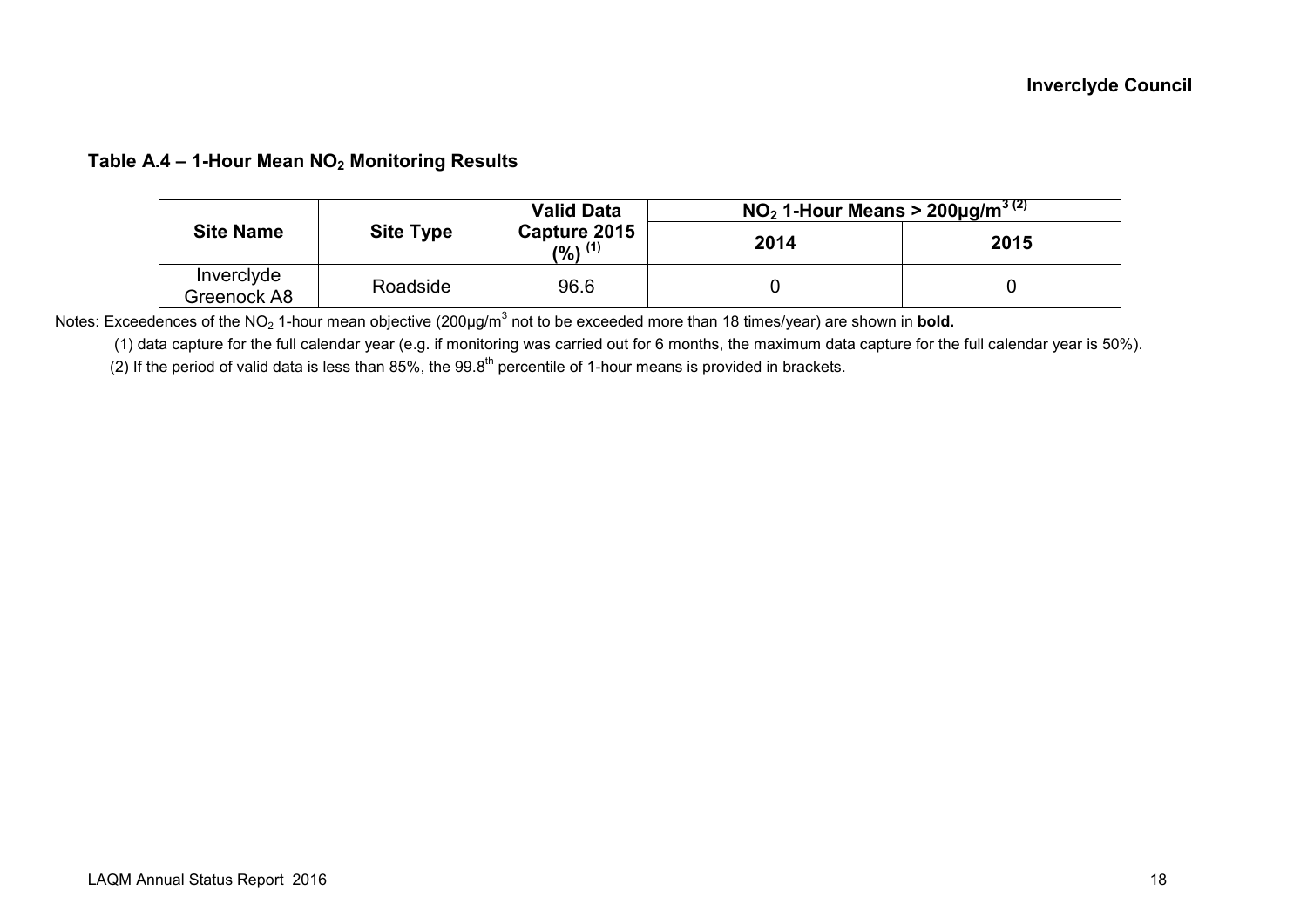### Table A.4 – 1-Hour Mean $NO_2$ Monitoring Results

| Site Name | Site Type | Valid Data Capture 2015 (%) (1) | $NO_2$ 1-Hour Means > 200µg/m$^3$ (2) | |
|---|---|---|---|---|
| | | | 2014 | 2015 |
| Inverclyde Greenock A8 | Roadside | 96.6 | 0 | 0 |

Notes: Exceedences of the $NO_2$ 1-hour mean objective (200µg/m$^3$ not to be exceeded more than 18 times/year) are shown in **bold.**

(1) data capture for the full calendar year (e.g. if monitoring was carried out for 6 months, the maximum data capture for the full calendar year is 50%).

(2) If the period of valid data is less than 85%, the 99.8$^{th}$ percentile of 1-hour means is provided in brackets.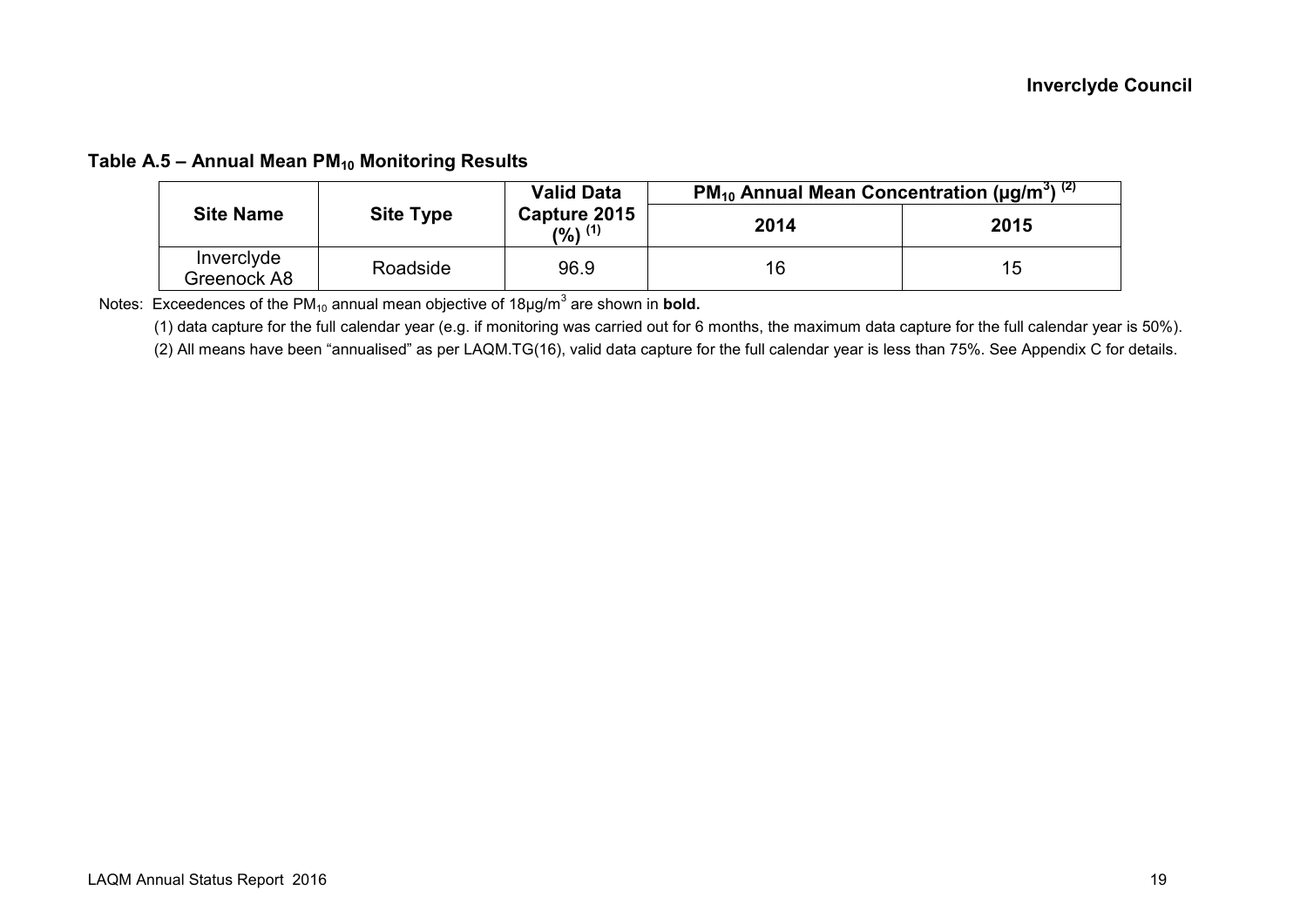### Table A.5 – Annual Mean $PM_{10}$ Monitoring Results

| Site Name | Site Type | Valid Data Capture 2015 (%) [(1)] | $PM_{10}$ Annual Mean Concentration ($\mu g/m^3$) [(2)] | |
|---|---|---|---|---|
| | | | 2014 | 2015 |
| Inverclyde Greenock A8 | Roadside | 96.9 | 16 | 15 |

Notes: Exceedences of the $PM_{10}$ annual mean objective of $18\mu g/m^3$ are shown in **bold.**

(1) data capture for the full calendar year (e.g. if monitoring was carried out for 6 months, the maximum data capture for the full calendar year is 50%).

(2) All means have been "annualised" as per LAQM.TG(16), valid data capture for the full calendar year is less than 75%. See Appendix C for details.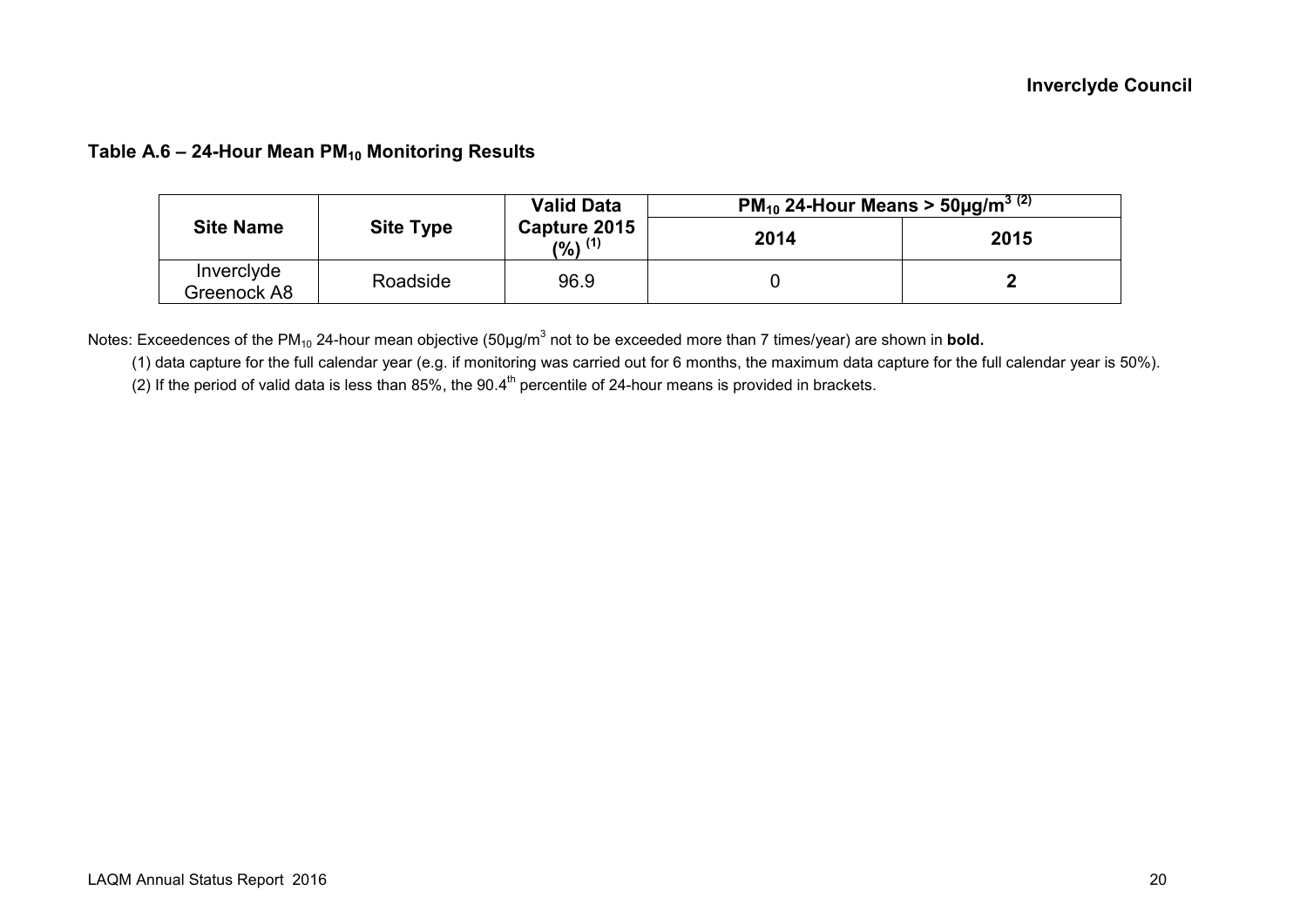### Table A.6 – 24-Hour Mean $PM_{10}$ Monitoring Results

| Site Name | Site Type | Valid Data Capture 2015 (%) [(1)] | $PM_{10}$ 24-Hour Means > 50µg/m$^3$ [(2)] | |
|---|---|---|---|---|
| | | | 2014 | 2015 |
| Inverclyde Greenock A8 | Roadside | 96.9 | 0 | **2** |

Notes: Exceedences of the $PM_{10}$ 24-hour mean objective (50µg/m$^3$ not to be exceeded more than 7 times/year) are shown in **bold.**

(1) data capture for the full calendar year (e.g. if monitoring was carried out for 6 months, the maximum data capture for the full calendar year is 50%).

(2) If the period of valid data is less than 85%, the 90.4$^{th}$ percentile of 24-hour means is provided in brackets.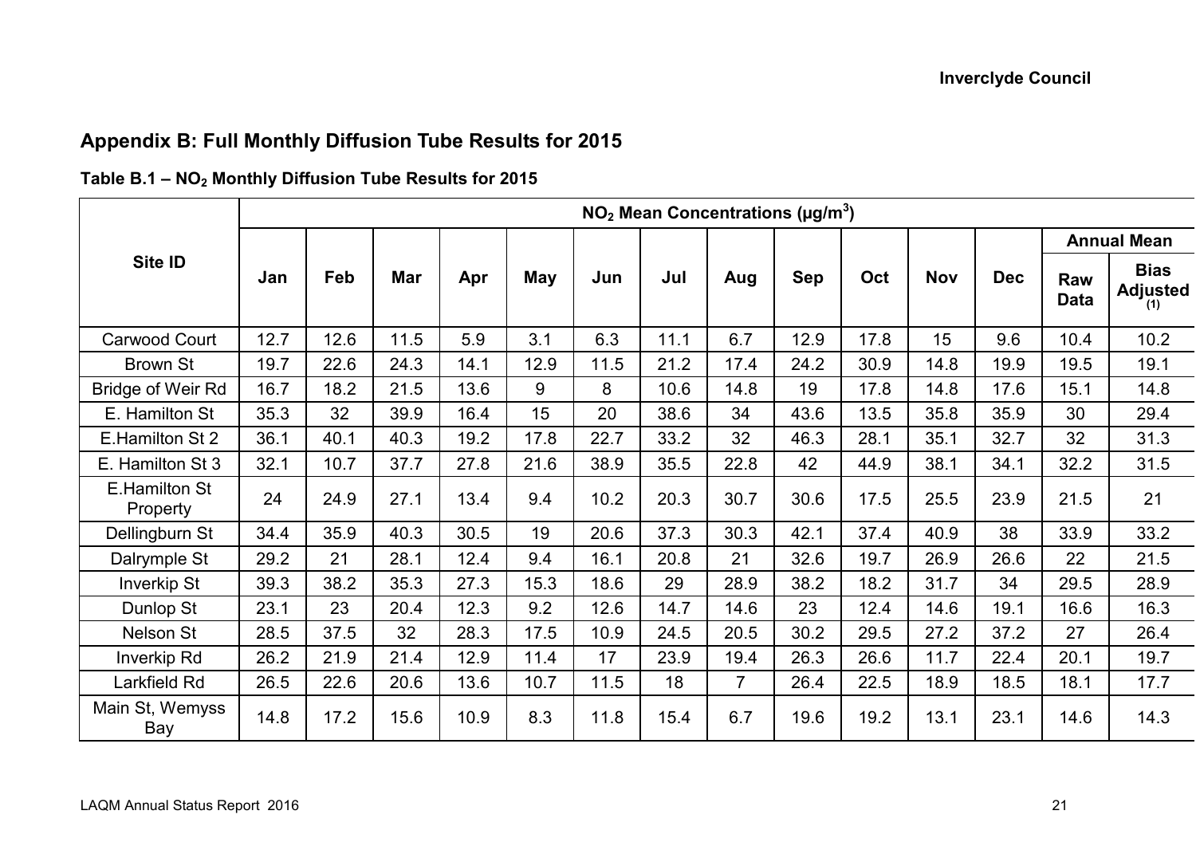## Appendix B: Full Monthly Diffusion Tube Results for 2015

**Table B.1 – $NO_2$ Monthly Diffusion Tube Results for 2015**

| Site ID | $NO_2$ Mean Concentrations (µg/m$^3$) | | | | | | | | | | | | | |
|---|---|---|---|---|---|---|---|---|---|---|---|---|---|---|
| | Jan | Feb | Mar | Apr | May | Jun | Jul | Aug | Sep | Oct | Nov | Dec | Annual Mean | |
| | | | | | | | | | | | | | Raw Data | Bias Adjusted (1) |
| Carwood Court | 12.7 | 12.6 | 11.5 | 5.9 | 3.1 | 6.3 | 11.1 | 6.7 | 12.9 | 17.8 | 15 | 9.6 | 10.4 | 10.2 |
| Brown St | 19.7 | 22.6 | 24.3 | 14.1 | 12.9 | 11.5 | 21.2 | 17.4 | 24.2 | 30.9 | 14.8 | 19.9 | 19.5 | 19.1 |
| Bridge of Weir Rd | 16.7 | 18.2 | 21.5 | 13.6 | 9 | 8 | 10.6 | 14.8 | 19 | 17.8 | 14.8 | 17.6 | 15.1 | 14.8 |
| E. Hamilton St | 35.3 | 32 | 39.9 | 16.4 | 15 | 20 | 38.6 | 34 | 43.6 | 13.5 | 35.8 | 35.9 | 30 | 29.4 |
| E.Hamilton St 2 | 36.1 | 40.1 | 40.3 | 19.2 | 17.8 | 22.7 | 33.2 | 32 | 46.3 | 28.1 | 35.1 | 32.7 | 32 | 31.3 |
| E. Hamilton St 3 | 32.1 | 10.7 | 37.7 | 27.8 | 21.6 | 38.9 | 35.5 | 22.8 | 42 | 44.9 | 38.1 | 34.1 | 32.2 | 31.5 |
| E.Hamilton St Property | 24 | 24.9 | 27.1 | 13.4 | 9.4 | 10.2 | 20.3 | 30.7 | 30.6 | 17.5 | 25.5 | 23.9 | 21.5 | 21 |
| Dellingburn St | 34.4 | 35.9 | 40.3 | 30.5 | 19 | 20.6 | 37.3 | 30.3 | 42.1 | 37.4 | 40.9 | 38 | 33.9 | 33.2 |
| Dalrymple St | 29.2 | 21 | 28.1 | 12.4 | 9.4 | 16.1 | 20.8 | 21 | 32.6 | 19.7 | 26.9 | 26.6 | 22 | 21.5 |
| Inverkip St | 39.3 | 38.2 | 35.3 | 27.3 | 15.3 | 18.6 | 29 | 28.9 | 38.2 | 18.2 | 31.7 | 34 | 29.5 | 28.9 |
| Dunlop St | 23.1 | 23 | 20.4 | 12.3 | 9.2 | 12.6 | 14.7 | 14.6 | 23 | 12.4 | 14.6 | 19.1 | 16.6 | 16.3 |
| Nelson St | 28.5 | 37.5 | 32 | 28.3 | 17.5 | 10.9 | 24.5 | 20.5 | 30.2 | 29.5 | 27.2 | 37.2 | 27 | 26.4 |
| Inverkip Rd | 26.2 | 21.9 | 21.4 | 12.9 | 11.4 | 17 | 23.9 | 19.4 | 26.3 | 26.6 | 11.7 | 22.4 | 20.1 | 19.7 |
| Larkfield Rd | 26.5 | 22.6 | 20.6 | 13.6 | 10.7 | 11.5 | 18 | 7 | 26.4 | 22.5 | 18.9 | 18.5 | 18.1 | 17.7 |
| Main St, Wemyss Bay | 14.8 | 17.2 | 15.6 | 10.9 | 8.3 | 11.8 | 15.4 | 6.7 | 19.6 | 19.2 | 13.1 | 23.1 | 14.6 | 14.3 |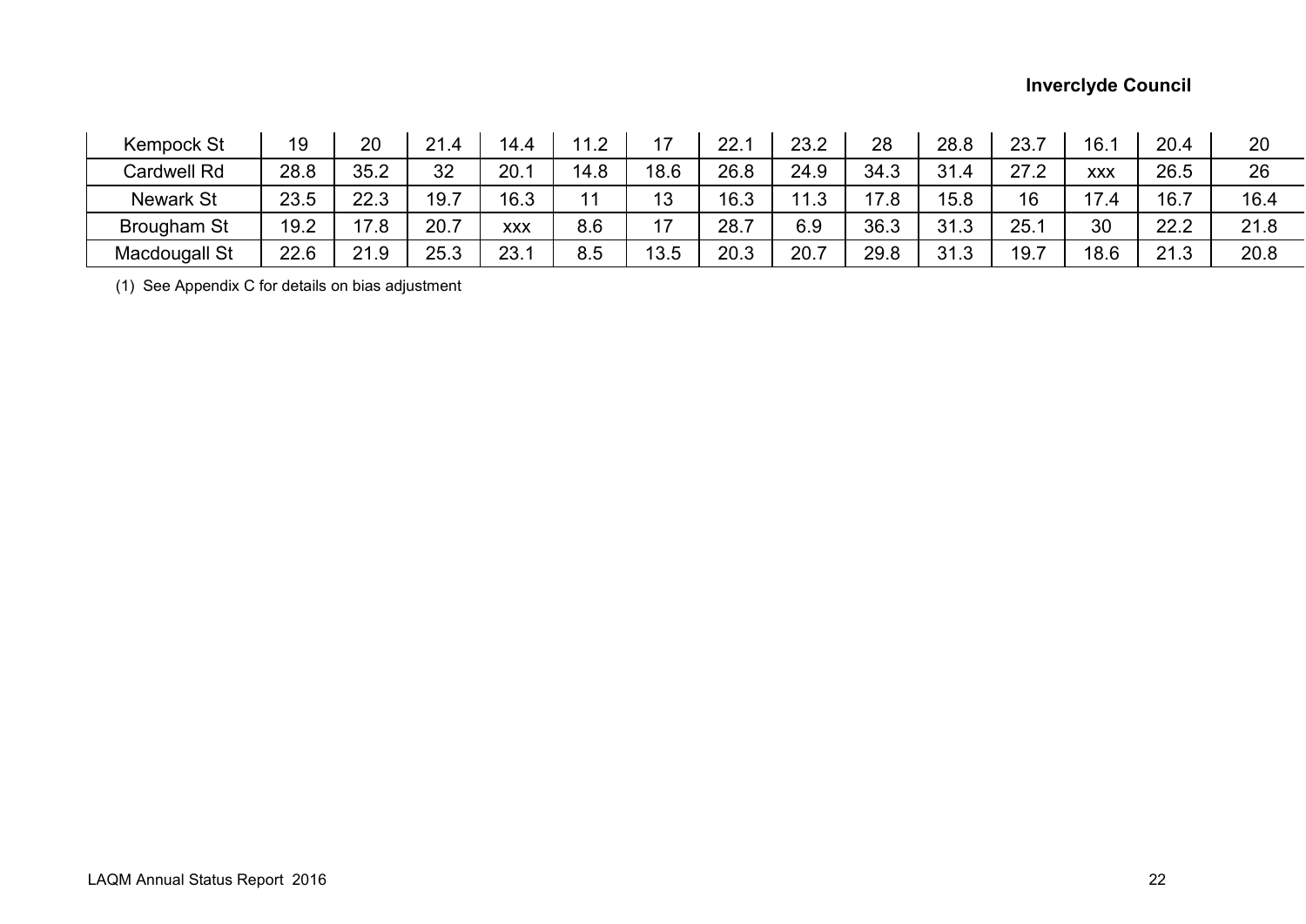| | | | | | | | | | | | | | | |
|---|---|---|---|---|---|---|---|---|---|---|---|---|---|---|
| Kempock St | 19 | 20 | 21.4 | 14.4 | 11.2 | 17 | 22.1 | 23.2 | 28 | 28.8 | 23.7 | 16.1 | 20.4 | 20 |
| Cardwell Rd | 28.8 | 35.2 | 32 | 20.1 | 14.8 | 18.6 | 26.8 | 24.9 | 34.3 | 31.4 | 27.2 | xxx | 26.5 | 26 |
| Newark St | 23.5 | 22.3 | 19.7 | 16.3 | 11 | 13 | 16.3 | 11.3 | 17.8 | 15.8 | 16 | 17.4 | 16.7 | 16.4 |
| Brougham St | 19.2 | 17.8 | 20.7 | xxx | 8.6 | 17 | 28.7 | 6.9 | 36.3 | 31.3 | 25.1 | 30 | 22.2 | 21.8 |
| Macdougall St | 22.6 | 21.9 | 25.3 | 23.1 | 8.5 | 13.5 | 20.3 | 20.7 | 29.8 | 31.3 | 19.7 | 18.6 | 21.3 | 20.8 |

(1) See Appendix C for details on bias adjustment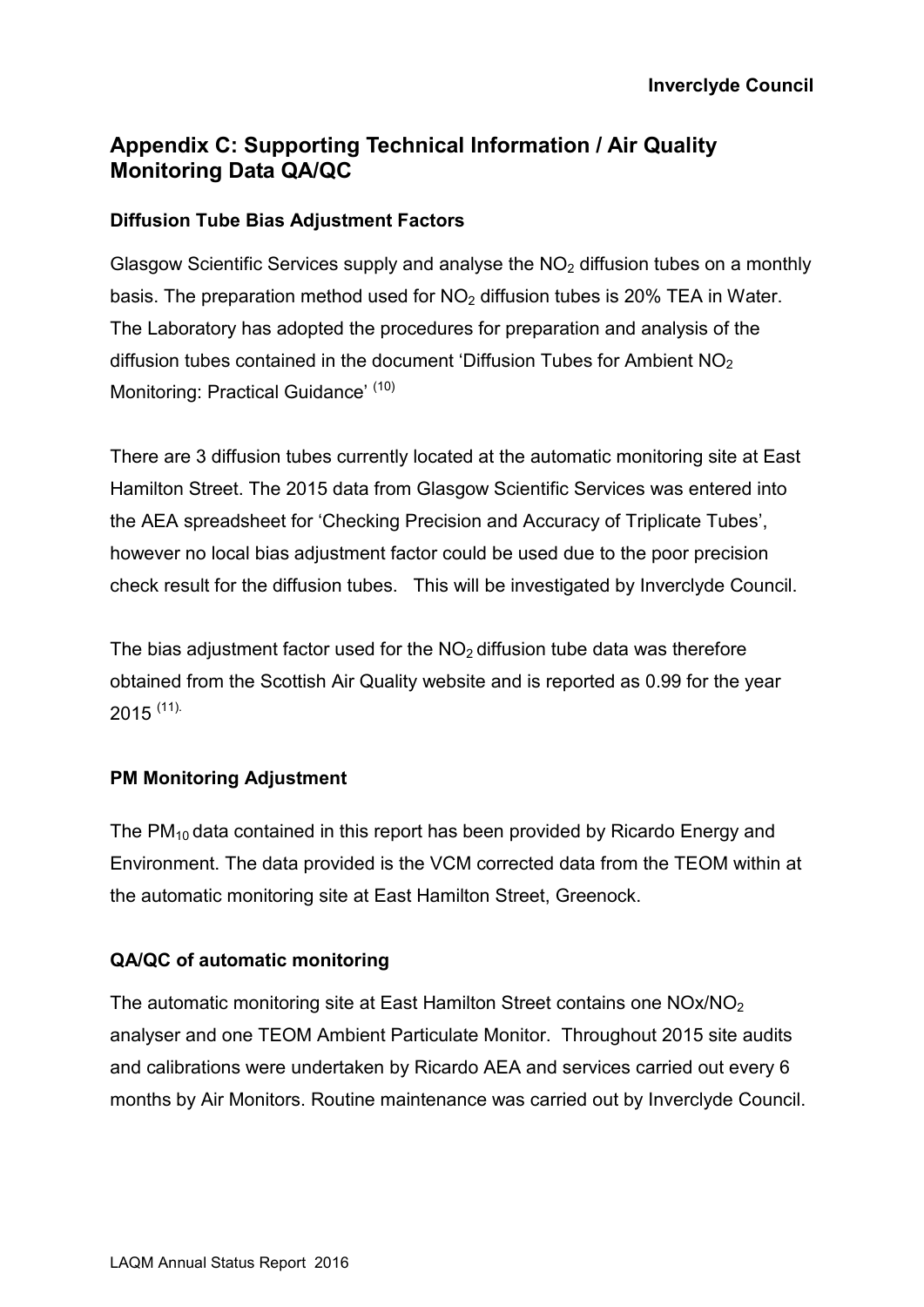## Appendix C: Supporting Technical Information / Air Quality Monitoring Data QA/QC

### Diffusion Tube Bias Adjustment Factors

Glasgow Scientific Services supply and analyse the $NO_2$ diffusion tubes on a monthly basis. The preparation method used for $NO_2$ diffusion tubes is 20% TEA in Water. The Laboratory has adopted the procedures for preparation and analysis of the diffusion tubes contained in the document 'Diffusion Tubes for Ambient $NO_2$ Monitoring: Practical Guidance' (10)

There are 3 diffusion tubes currently located at the automatic monitoring site at East Hamilton Street. The 2015 data from Glasgow Scientific Services was entered into the AEA spreadsheet for 'Checking Precision and Accuracy of Triplicate Tubes', however no local bias adjustment factor could be used due to the poor precision check result for the diffusion tubes. This will be investigated by Inverclyde Council.

The bias adjustment factor used for the $NO_2$ diffusion tube data was therefore obtained from the Scottish Air Quality website and is reported as 0.99 for the year 2015 (11).

### PM Monitoring Adjustment

The $PM_{10}$ data contained in this report has been provided by Ricardo Energy and Environment. The data provided is the VCM corrected data from the TEOM within at the automatic monitoring site at East Hamilton Street, Greenock.

### QA/QC of automatic monitoring

The automatic monitoring site at East Hamilton Street contains one $NOx/NO_2$ analyser and one TEOM Ambient Particulate Monitor. Throughout 2015 site audits and calibrations were undertaken by Ricardo AEA and services carried out every 6 months by Air Monitors. Routine maintenance was carried out by Inverclyde Council.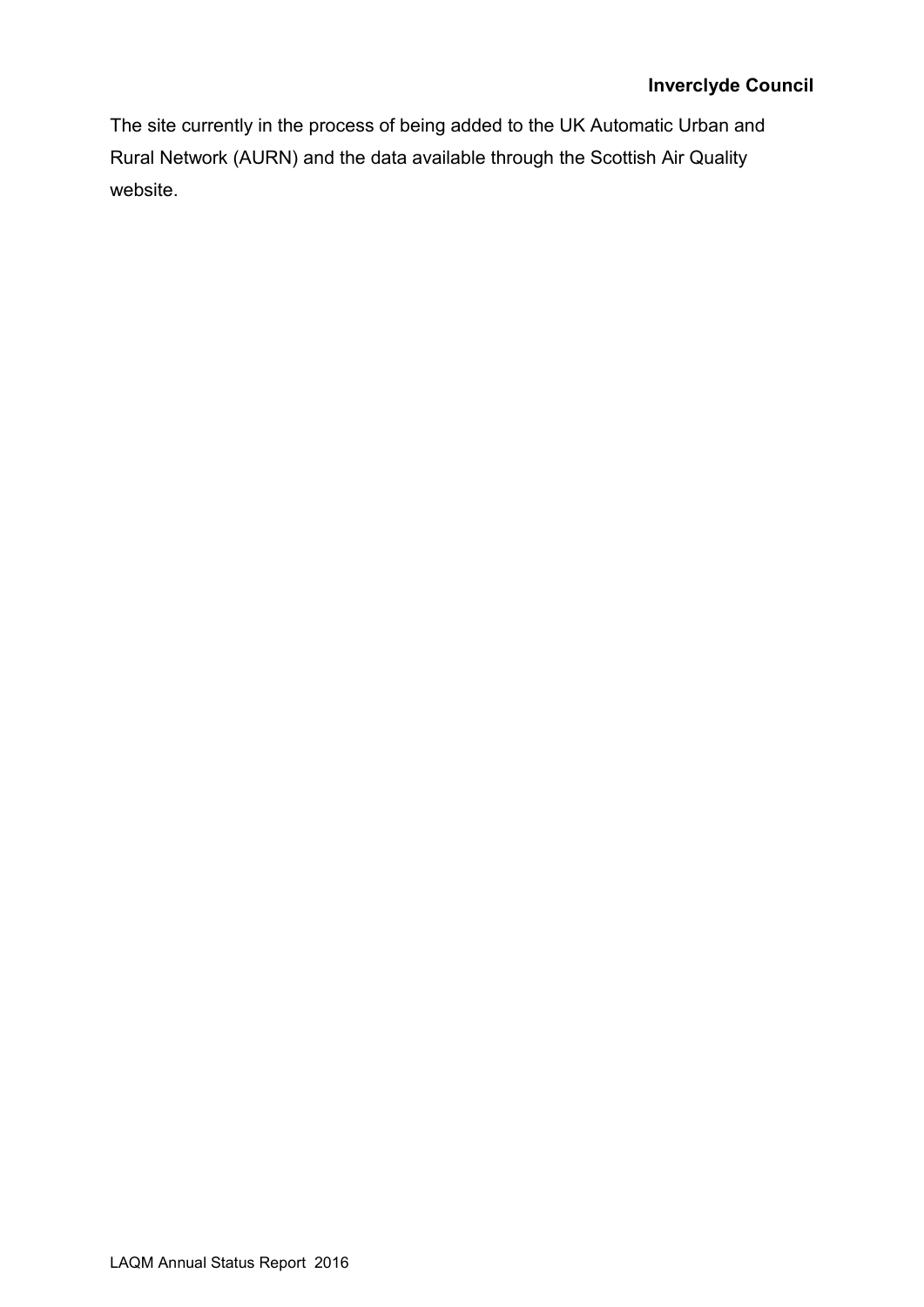The site currently in the process of being added to the UK Automatic Urban and Rural Network (AURN) and the data available through the Scottish Air Quality website.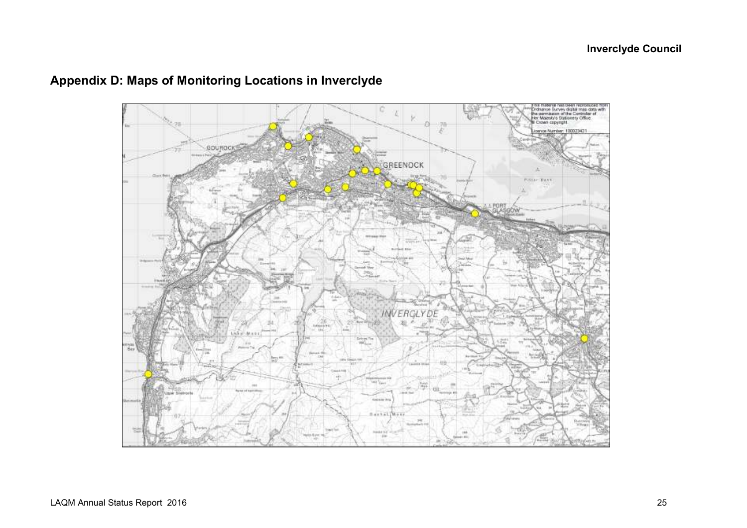## Appendix D: Maps of Monitoring Locations in Inverclyde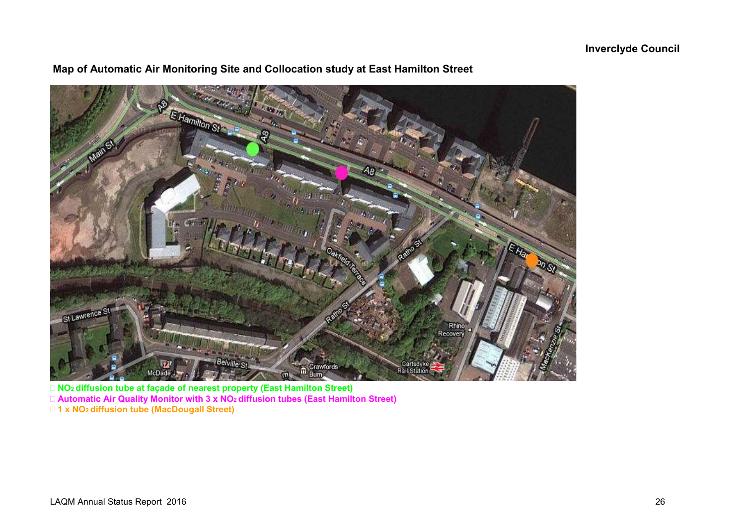**Map of Automatic Air Monitoring Site and Collocation study at East Hamilton Street**

□ $NO_2$ diffusion tube at façade of nearest property (East Hamilton Street)

□ Automatic Air Quality Monitor with 3 x $NO_2$ diffusion tubes (East Hamilton Street)

□ 1 x $NO_2$ diffusion tube (MacDougall Street)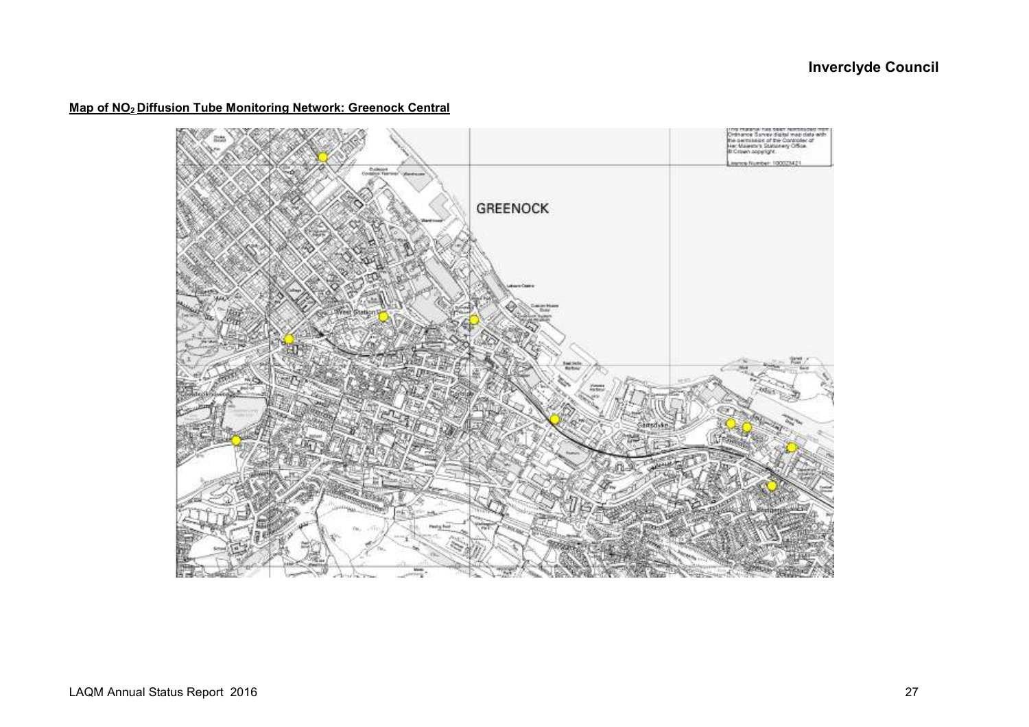**Map of $NO_2$ Diffusion Tube Monitoring Network: Greenock Central**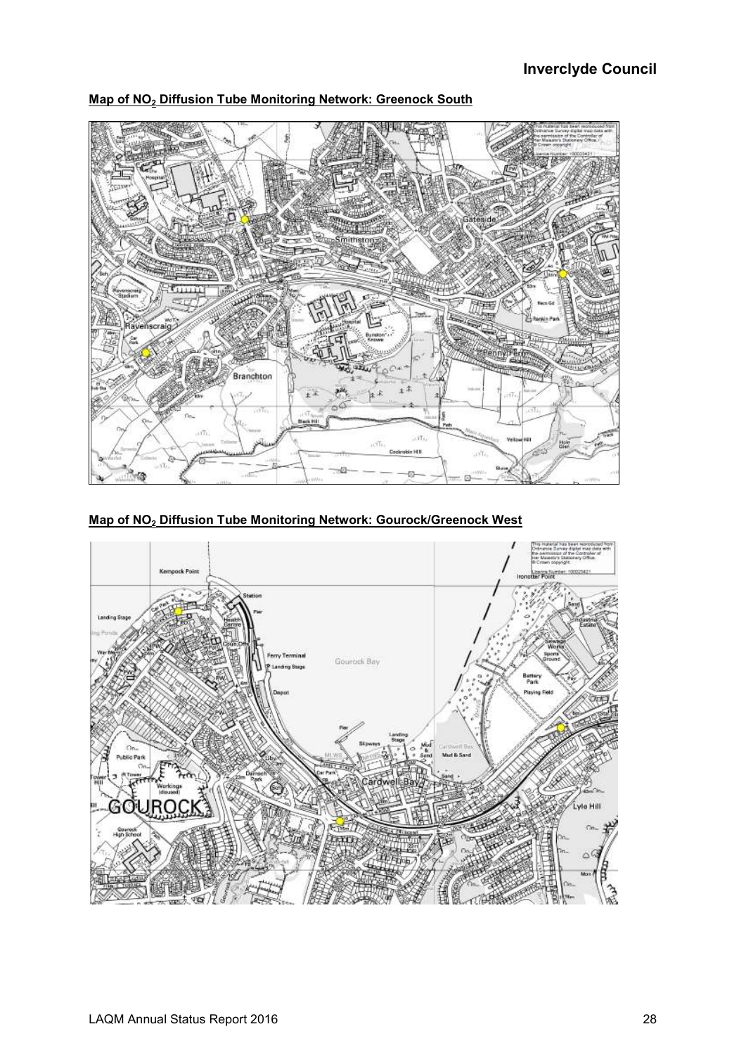**Map of $NO_2$ Diffusion Tube Monitoring Network: Greenock South**

**Map of $NO_2$ Diffusion Tube Monitoring Network: Gourock/Greenock West**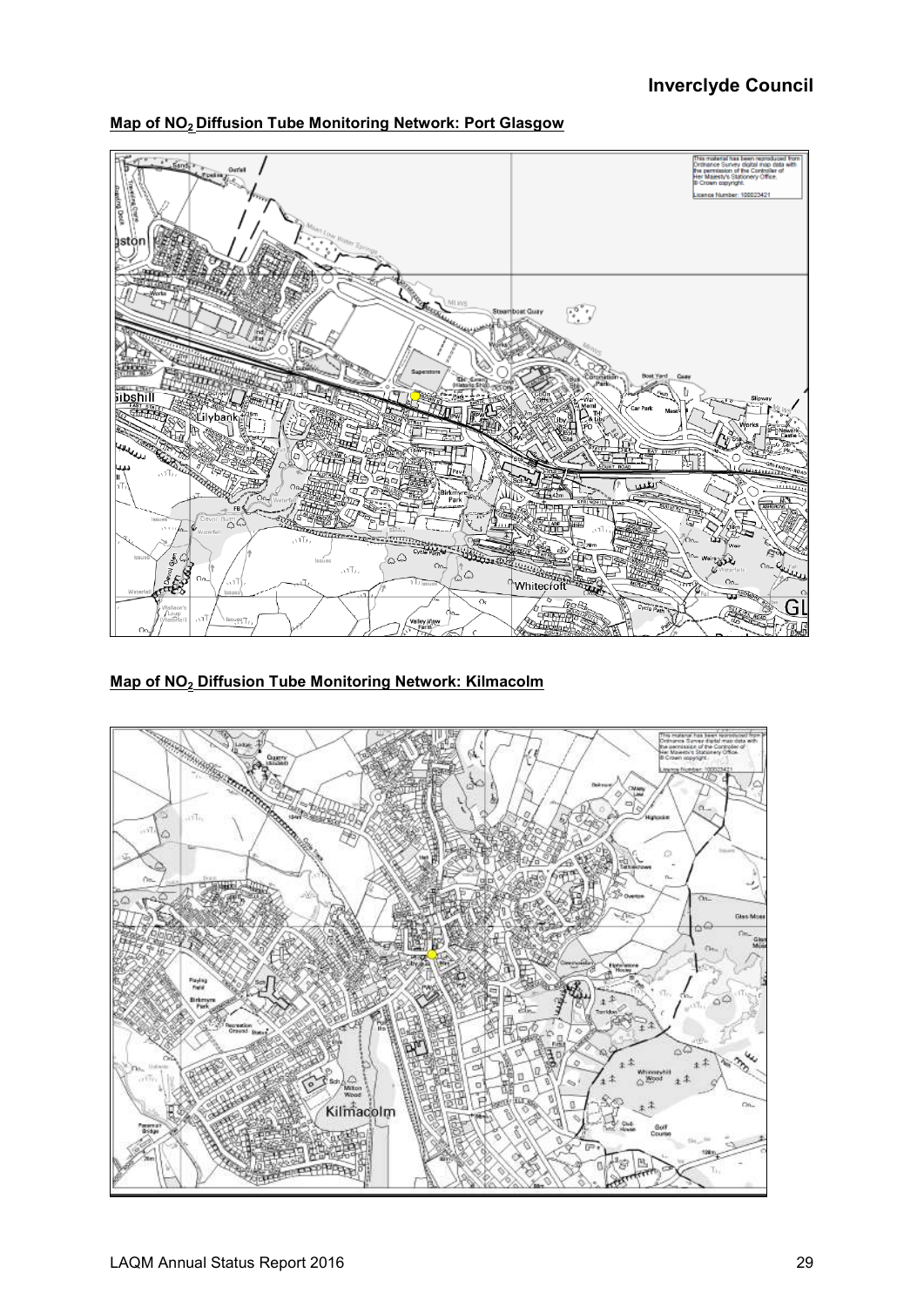**Map of $NO_2$ Diffusion Tube Monitoring Network: Port Glasgow**

**Map of $NO_2$ Diffusion Tube Monitoring Network: Kilmacolm**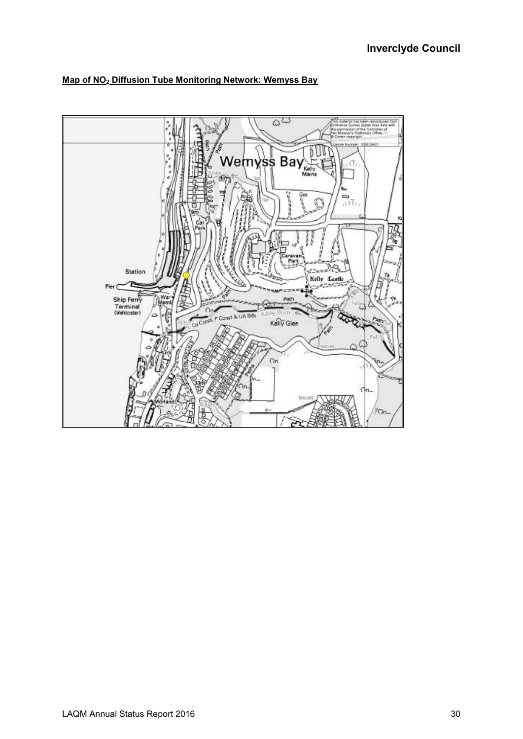**Map of $NO_2$ Diffusion Tube Monitoring Network: Wemyss Bay**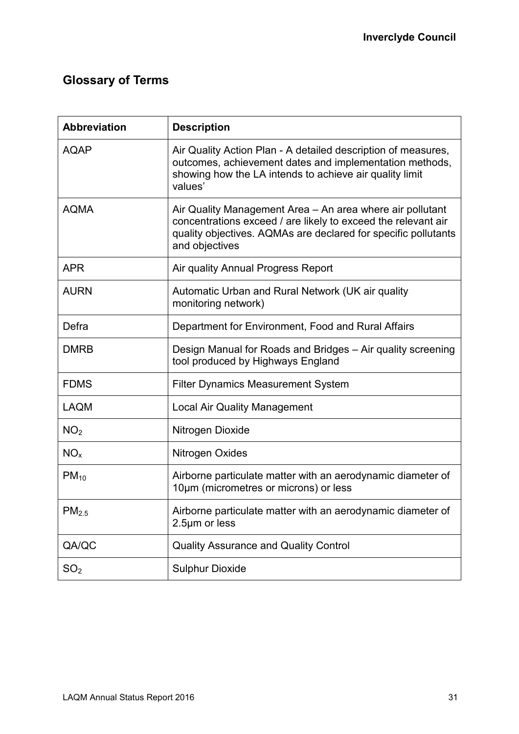## Glossary of Terms

| Abbreviation | Description |
|---|---|
| AQAP | Air Quality Action Plan - A detailed description of measures, outcomes, achievement dates and implementation methods, showing how the LA intends to achieve air quality limit values' |
| AQMA | Air Quality Management Area – An area where air pollutant concentrations exceed / are likely to exceed the relevant air quality objectives. AQMAs are declared for specific pollutants and objectives |
| APR | Air quality Annual Progress Report |
| AURN | Automatic Urban and Rural Network (UK air quality monitoring network) |
| Defra | Department for Environment, Food and Rural Affairs |
| DMRB | Design Manual for Roads and Bridges – Air quality screening tool produced by Highways England |
| FDMS | Filter Dynamics Measurement System |
| LAQM | Local Air Quality Management |
| $NO_2$ | Nitrogen Dioxide |
| $NO_x$ | Nitrogen Oxides |
| $PM_{10}$ | Airborne particulate matter with an aerodynamic diameter of 10µm (micrometres or microns) or less |
| $PM_{2.5}$ | Airborne particulate matter with an aerodynamic diameter of 2.5µm or less |
| QA/QC | Quality Assurance and Quality Control |
| $SO_2$ | Sulphur Dioxide |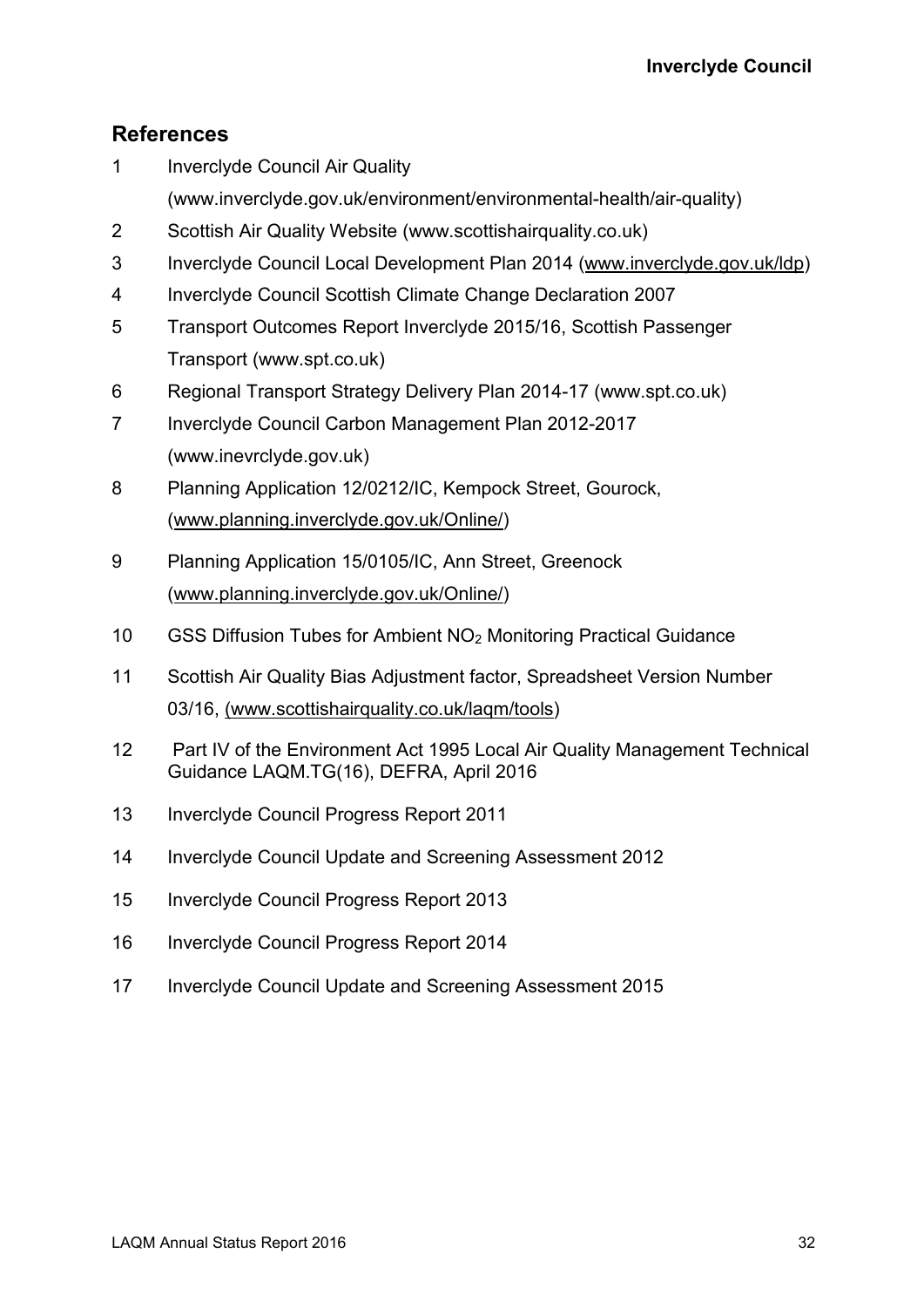## References

1. Inverclyde Council Air Quality (www.inverclyde.gov.uk/environment/environmental-health/air-quality)
2. Scottish Air Quality Website (www.scottishairquality.co.uk)
3. Inverclyde Council Local Development Plan 2014 (www.inverclyde.gov.uk/ldp)
4. Inverclyde Council Scottish Climate Change Declaration 2007
5. Transport Outcomes Report Inverclyde 2015/16, Scottish Passenger Transport (www.spt.co.uk)
6. Regional Transport Strategy Delivery Plan 2014-17 (www.spt.co.uk)
7. Inverclyde Council Carbon Management Plan 2012-2017 (www.inevrclyde.gov.uk)
8. Planning Application 12/0212/IC, Kempock Street, Gourock, (www.planning.inverclyde.gov.uk/Online/)
9. Planning Application 15/0105/IC, Ann Street, Greenock (www.planning.inverclyde.gov.uk/Online/)
10. GSS Diffusion Tubes for Ambient $NO_2$ Monitoring Practical Guidance
11. Scottish Air Quality Bias Adjustment factor, Spreadsheet Version Number 03/16, (www.scottishairquality.co.uk/laqm/tools)
12. Part IV of the Environment Act 1995 Local Air Quality Management Technical Guidance LAQM.TG(16), DEFRA, April 2016
13. Inverclyde Council Progress Report 2011
14. Inverclyde Council Update and Screening Assessment 2012
15. Inverclyde Council Progress Report 2013
16. Inverclyde Council Progress Report 2014
17. Inverclyde Council Update and Screening Assessment 2015